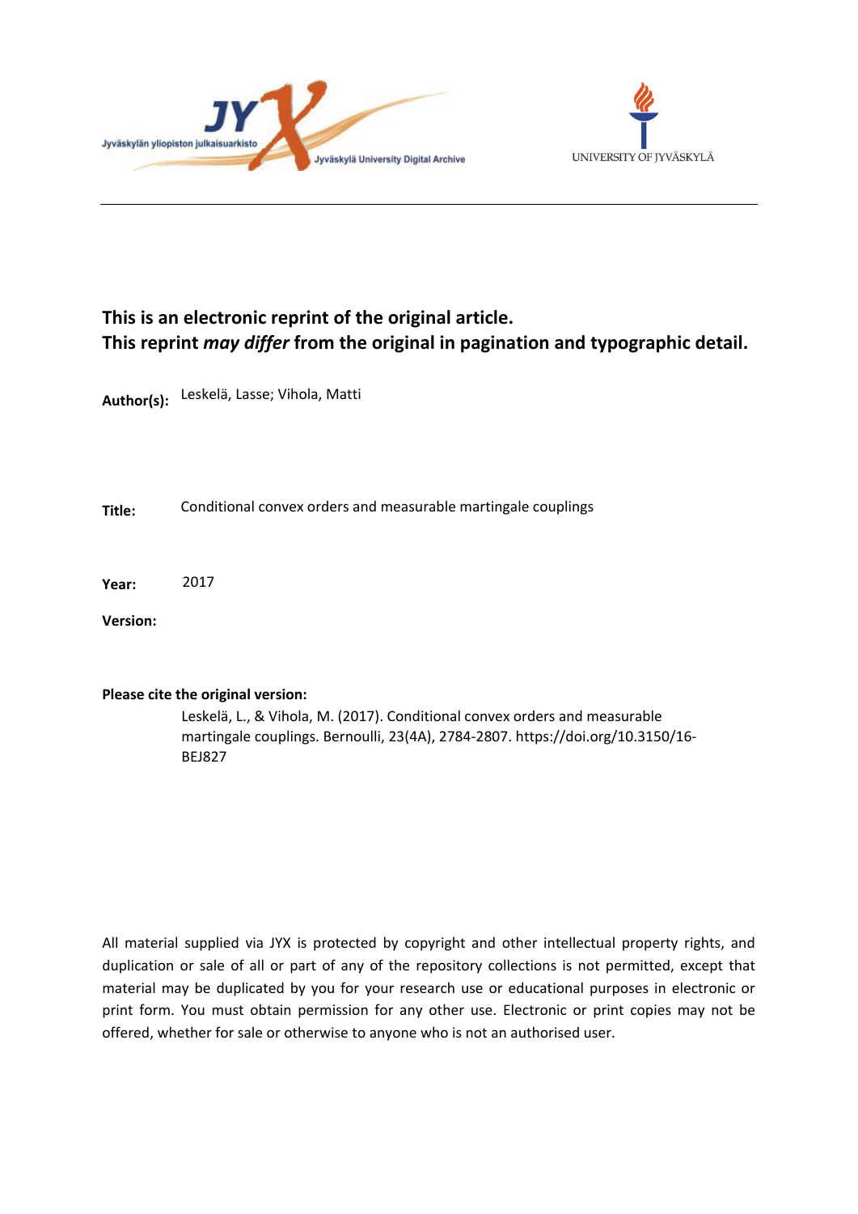Jyväskylän yliopiston julkaisuarkisto

Jyväskylä University Digital Archive

UNIVERSITY OF JYVÄSKYLÄ

**This is an electronic reprint of the original article.**
**This reprint *may differ* from the original in pagination and typographic detail.**

**Author(s):** Leskelä, Lasse; Vihola, Matti

**Title:** Conditional convex orders and measurable martingale couplings

**Year:** 2017

**Version:**

**Please cite the original version:**

Leskelä, L., & Vihola, M. (2017). Conditional convex orders and measurable martingale couplings. Bernoulli, 23(4A), 2784-2807. https://doi.org/10.3150/16-BEJ827

All material supplied via JYX is protected by copyright and other intellectual property rights, and duplication or sale of all or part of any of the repository collections is not permitted, except that material may be duplicated by you for your research use or educational purposes in electronic or print form. You must obtain permission for any other use. Electronic or print copies may not be offered, whether for sale or otherwise to anyone who is not an authorised user.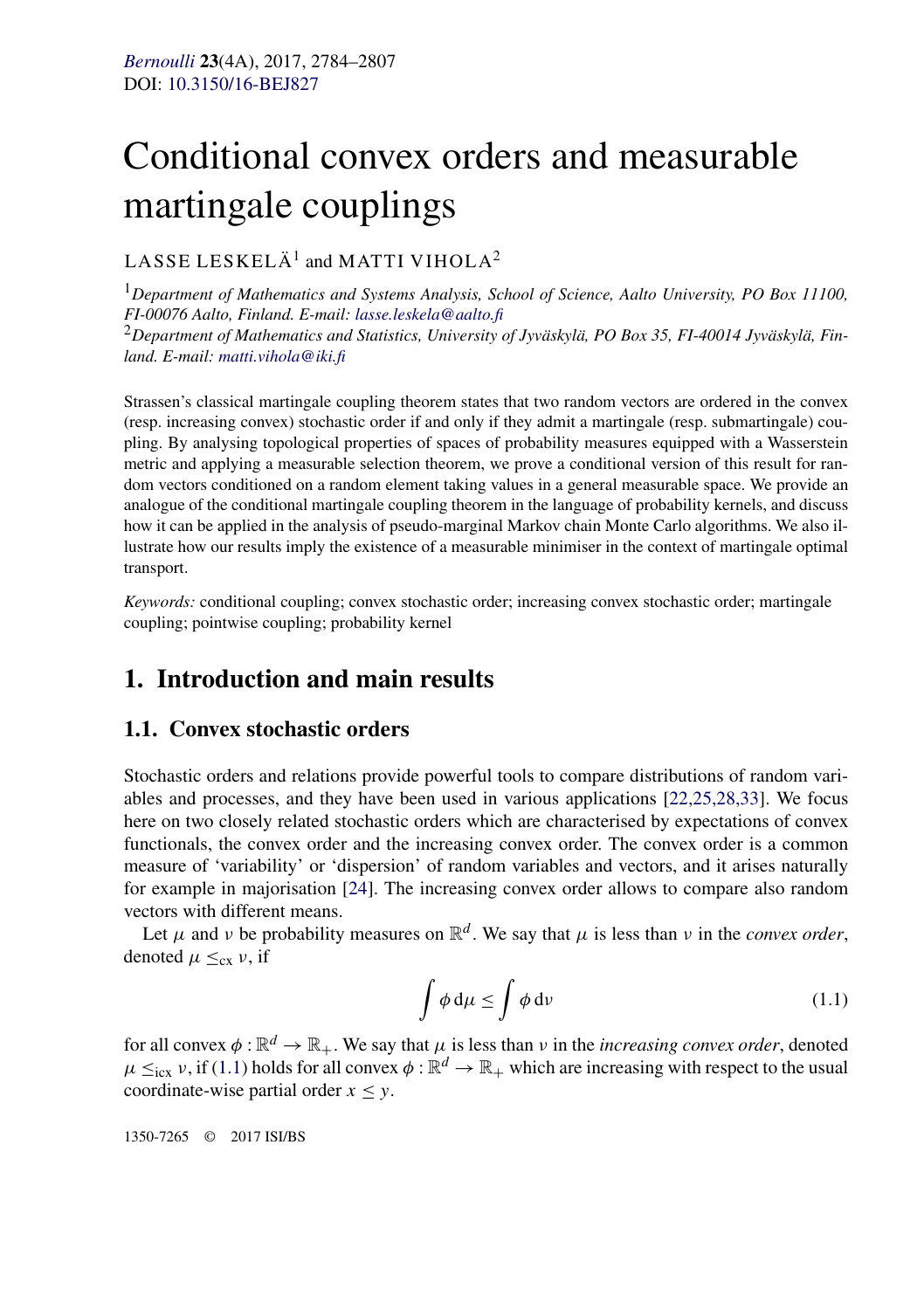# Conditional convex orders and measurable martingale couplings

LASSE LESKELÄ[1] and MATTI VIHOLA[2]

[1] *Department of Mathematics and Systems Analysis, School of Science, Aalto University, PO Box 11100, FI-00076 Aalto, Finland. E-mail: lasse.leskela@aalto.fi*

[2] *Department of Mathematics and Statistics, University of Jyväskylä, PO Box 35, FI-40014 Jyväskylä, Finland. E-mail: matti.vihola@iki.fi*

Strassen's classical martingale coupling theorem states that two random vectors are ordered in the convex (resp. increasing convex) stochastic order if and only if they admit a martingale (resp. submartingale) coupling. By analysing topological properties of spaces of probability measures equipped with a Wasserstein metric and applying a measurable selection theorem, we prove a conditional version of this result for random vectors conditioned on a random element taking values in a general measurable space. We provide an analogue of the conditional martingale coupling theorem in the language of probability kernels, and discuss how it can be applied in the analysis of pseudo-marginal Markov chain Monte Carlo algorithms. We also illustrate how our results imply the existence of a measurable minimiser in the context of martingale optimal transport.

*Keywords:* conditional coupling; convex stochastic order; increasing convex stochastic order; martingale coupling; pointwise coupling; probability kernel

## 1. Introduction and main results

### 1.1. Convex stochastic orders

Stochastic orders and relations provide powerful tools to compare distributions of random variables and processes, and they have been used in various applications [22,25,28,33]. We focus here on two closely related stochastic orders which are characterised by expectations of convex functionals, the convex order and the increasing convex order. The convex order is a common measure of 'variability' or 'dispersion' of random variables and vectors, and it arises naturally for example in majorisation [24]. The increasing convex order allows to compare also random vectors with different means.

Let $\mu$ and $\nu$ be probability measures on $\mathbb{R}^d$. We say that $\mu$ is less than $\nu$ in the *convex order*, denoted $\mu \le_{\mathrm{cx}} \nu$, if

$$\int \phi \, \mathrm{d}\mu \le \int \phi \, \mathrm{d}\nu \tag{1.1}$$

for all convex $\phi : \mathbb{R}^d \to \mathbb{R}_+$. We say that $\mu$ is less than $\nu$ in the *increasing convex order*, denoted $\mu \le_{\mathrm{icx}} \nu$, if (1.1) holds for all convex $\phi : \mathbb{R}^d \to \mathbb{R}_+$ which are increasing with respect to the usual coordinate-wise partial order $x \le y$.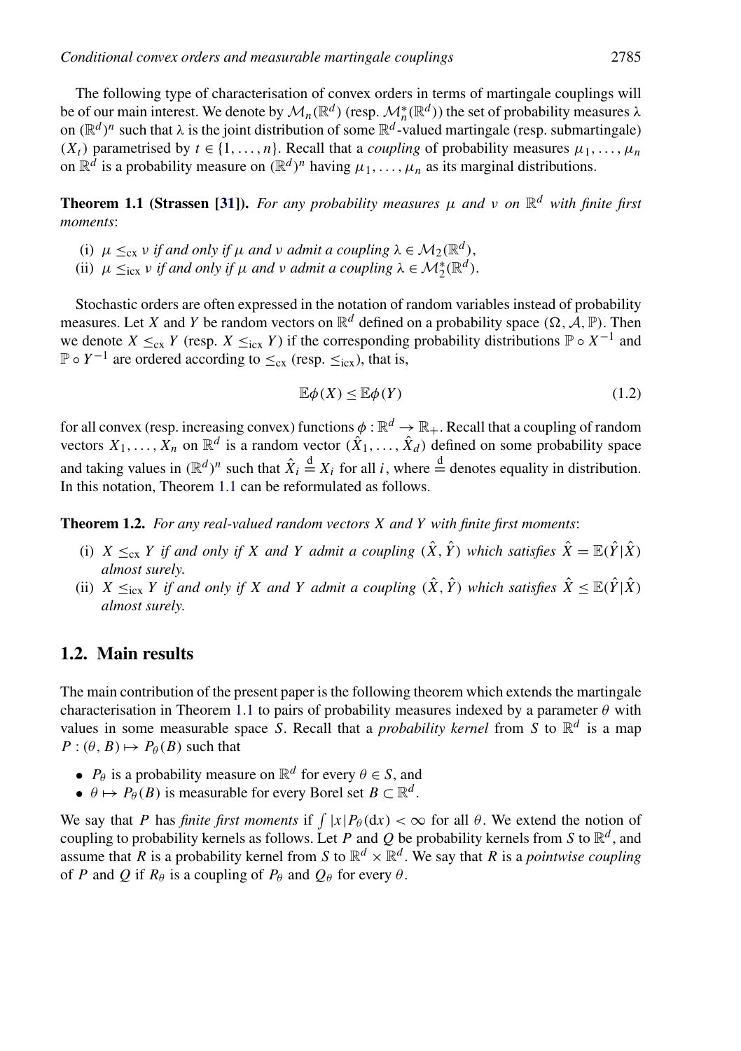The following type of characterisation of convex orders in terms of martingale couplings will be of our main interest. We denote by $\mathcal{M}_n(\mathbb{R}^d)$ (resp. $\mathcal{M}_n^*(\mathbb{R}^d)$) the set of probability measures $\lambda$ on $(\mathbb{R}^d)^n$ such that $\lambda$ is the joint distribution of some $\mathbb{R}^d$-valued martingale (resp. submartingale) $(X_t)$ parametrised by $t \in \{1, \dots, n\}$. Recall that a *coupling* of probability measures $\mu_1, \dots, \mu_n$ on $\mathbb{R}^d$ is a probability measure on $(\mathbb{R}^d)^n$ having $\mu_1, \dots, \mu_n$ as its marginal distributions.

**Theorem 1.1 (Strassen [31]).** *For any probability measures $\mu$ and $\nu$ on $\mathbb{R}^d$ with finite first moments*:

- (i) *$\mu \le_{\mathrm{cx}} \nu$ if and only if $\mu$ and $\nu$ admit a coupling $\lambda \in \mathcal{M}_2(\mathbb{R}^d)$,*
- (ii) *$\mu \le_{\mathrm{icx}} \nu$ if and only if $\mu$ and $\nu$ admit a coupling $\lambda \in \mathcal{M}_2^*(\mathbb{R}^d)$.*

Stochastic orders are often expressed in the notation of random variables instead of probability measures. Let $X$ and $Y$ be random vectors on $\mathbb{R}^d$ defined on a probability space $(\Omega, \mathcal{A}, \mathbb{P})$. Then we denote $X \le_{\mathrm{cx}} Y$ (resp. $X \le_{\mathrm{icx}} Y$) if the corresponding probability distributions $\mathbb{P} \circ X^{-1}$ and $\mathbb{P} \circ Y^{-1}$ are ordered according to $\le_{\mathrm{cx}}$ (resp. $\le_{\mathrm{icx}}$), that is,

$$\mathbb{E}\phi(X) \le \mathbb{E}\phi(Y) \tag{1.2}$$

for all convex (resp. increasing convex) functions $\phi : \mathbb{R}^d \to \mathbb{R}_+$. Recall that a coupling of random vectors $X_1, \dots, X_n$ on $\mathbb{R}^d$ is a random vector $(\hat{X}_1, \dots, \hat{X}_d)$ defined on some probability space and taking values in $(\mathbb{R}^d)^n$ such that $\hat{X}_i \overset{\mathrm{d}}{=} X_i$ for all $i$, where $\overset{\mathrm{d}}{=}$ denotes equality in distribution. In this notation, Theorem 1.1 can be reformulated as follows.

**Theorem 1.2.** *For any real-valued random vectors $X$ and $Y$ with finite first moments*:

- (i) *$X \le_{\mathrm{cx}} Y$ if and only if $X$ and $Y$ admit a coupling $(\hat{X}, \hat{Y})$ which satisfies $\hat{X} = \mathbb{E}(\hat{Y}|\hat{X})$ almost surely.*
- (ii) *$X \le_{\mathrm{icx}} Y$ if and only if $X$ and $Y$ admit a coupling $(\hat{X}, \hat{Y})$ which satisfies $\hat{X} \le \mathbb{E}(\hat{Y}|\hat{X})$ almost surely.*

## 1.2. Main results

The main contribution of the present paper is the following theorem which extends the martingale characterisation in Theorem 1.1 to pairs of probability measures indexed by a parameter $\theta$ with values in some measurable space $S$. Recall that a *probability kernel* from $S$ to $\mathbb{R}^d$ is a map $P : (\theta, B) \mapsto P_\theta(B)$ such that

- $P_\theta$ is a probability measure on $\mathbb{R}^d$ for every $\theta \in S$, and
- $\theta \mapsto P_\theta(B)$ is measurable for every Borel set $B \subset \mathbb{R}^d$.

We say that $P$ has *finite first moments* if $\int |x| P_\theta(dx) < \infty$ for all $\theta$. We extend the notion of coupling to probability kernels as follows. Let $P$ and $Q$ be probability kernels from $S$ to $\mathbb{R}^d$, and assume that $R$ is a probability kernel from $S$ to $\mathbb{R}^d \times \mathbb{R}^d$. We say that $R$ is a *pointwise coupling* of $P$ and $Q$ if $R_\theta$ is a coupling of $P_\theta$ and $Q_\theta$ for every $\theta$.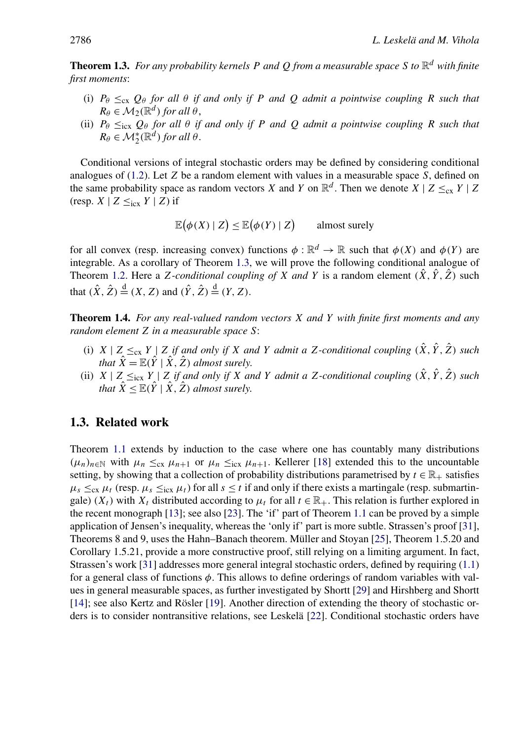**Theorem 1.3.** *For any probability kernels $P$ and $Q$ from a measurable space $S$ to $\mathbb{R}^d$ with finite first moments*:

- (i) *$P_\theta \le_{\mathrm{cx}} Q_\theta$ for all $\theta$ if and only if $P$ and $Q$ admit a pointwise coupling $R$ such that $R_\theta \in \mathcal{M}_2(\mathbb{R}^d)$ for all $\theta$,*
- (ii) *$P_\theta \le_{\mathrm{icx}} Q_\theta$ for all $\theta$ if and only if $P$ and $Q$ admit a pointwise coupling $R$ such that $R_\theta \in \mathcal{M}_2^*(\mathbb{R}^d)$ for all $\theta$.*

Conditional versions of integral stochastic orders may be defined by considering conditional analogues of (1.2). Let $Z$ be a random element with values in a measurable space $S$, defined on the same probability space as random vectors $X$ and $Y$ on $\mathbb{R}^d$. Then we denote $X \mid Z \le_{\mathrm{cx}} Y \mid Z$ (resp. $X \mid Z \le_{\mathrm{icx}} Y \mid Z$) if

$$\mathbb{E}\big(\phi(X) \mid Z\big) \le \mathbb{E}\big(\phi(Y) \mid Z\big) \qquad \text{almost surely}$$

for all convex (resp. increasing convex) functions $\phi : \mathbb{R}^d \to \mathbb{R}$ such that $\phi(X)$ and $\phi(Y)$ are integrable. As a corollary of Theorem 1.3, we will prove the following conditional analogue of Theorem 1.2. Here a *$Z$-conditional coupling of $X$ and $Y$* is a random element $(\hat{X}, \hat{Y}, \hat{Z})$ such that $(\hat{X}, \hat{Z}) \overset{\mathrm{d}}{=} (X, Z)$ and $(\hat{Y}, \hat{Z}) \overset{\mathrm{d}}{=} (Y, Z)$.

**Theorem 1.4.** *For any real-valued random vectors $X$ and $Y$ with finite first moments and any random element $Z$ in a measurable space $S$*:

- (i) *$X \mid Z \le_{\mathrm{cx}} Y \mid Z$ if and only if $X$ and $Y$ admit a $Z$-conditional coupling $(\hat{X}, \hat{Y}, \hat{Z})$ such that $\hat{X} = \mathbb{E}(\hat{Y} \mid \hat{X}, \hat{Z})$ almost surely.*
- (ii) *$X \mid Z \le_{\mathrm{icx}} Y \mid Z$ if and only if $X$ and $Y$ admit a $Z$-conditional coupling $(\hat{X}, \hat{Y}, \hat{Z})$ such that $\hat{X} \le \mathbb{E}(\hat{Y} \mid \hat{X}, \hat{Z})$ almost surely.*

## 1.3. Related work

Theorem 1.1 extends by induction to the case where one has countably many distributions $(\mu_n)_{n \in \mathbb{N}}$ with $\mu_n \le_{\mathrm{cx}} \mu_{n+1}$ or $\mu_n \le_{\mathrm{icx}} \mu_{n+1}$. Kellerer [18] extended this to the uncountable setting, by showing that a collection of probability distributions parametrised by $t \in \mathbb{R}_+$ satisfies $\mu_s \le_{\mathrm{cx}} \mu_t$ (resp. $\mu_s \le_{\mathrm{icx}} \mu_t$) for all $s \le t$ if and only if there exists a martingale (resp. submartingale) $(X_t)$ with $X_t$ distributed according to $\mu_t$ for all $t \in \mathbb{R}_+$. This relation is further explored in the recent monograph [13]; see also [23]. The 'if' part of Theorem 1.1 can be proved by a simple application of Jensen's inequality, whereas the 'only if' part is more subtle. Strassen's proof [31], Theorems 8 and 9, uses the Hahn–Banach theorem. Müller and Stoyan [25], Theorem 1.5.20 and Corollary 1.5.21, provide a more constructive proof, still relying on a limiting argument. In fact, Strassen's work [31] addresses more general integral stochastic orders, defined by requiring (1.1) for a general class of functions $\phi$. This allows to define orderings of random variables with values in general measurable spaces, as further investigated by Shortt [29] and Hirshberg and Shortt [14]; see also Kertz and Rösler [19]. Another direction of extending the theory of stochastic orders is to consider nontransitive relations, see Leskelä [22]. Conditional stochastic orders have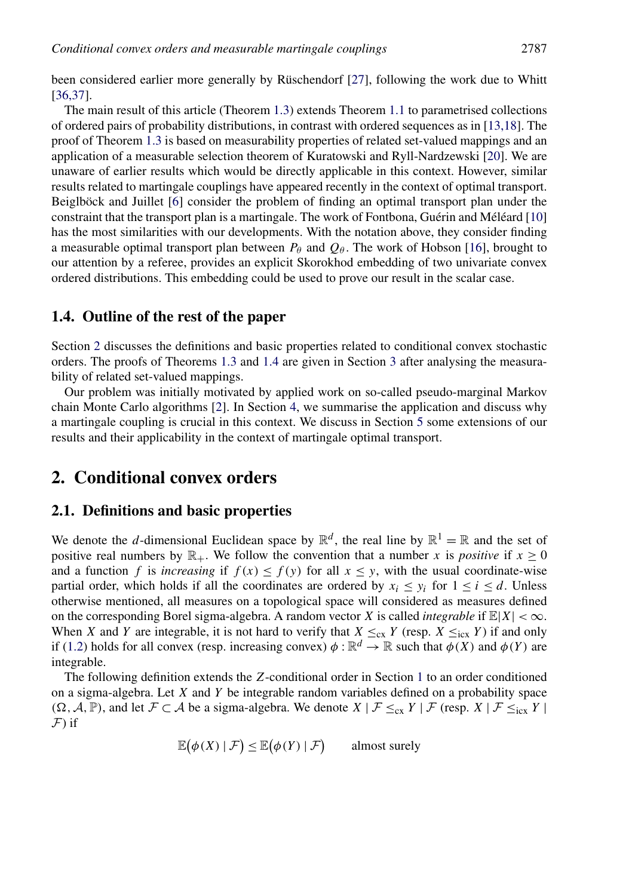been considered earlier more generally by Rüschendorf [27], following the work due to Whitt [36,37].

The main result of this article (Theorem 1.3) extends Theorem 1.1 to parametrised collections of ordered pairs of probability distributions, in contrast with ordered sequences as in [13,18]. The proof of Theorem 1.3 is based on measurability properties of related set-valued mappings and an application of a measurable selection theorem of Kuratowski and Ryll-Nardzewski [20]. We are unaware of earlier results which would be directly applicable in this context. However, similar results related to martingale couplings have appeared recently in the context of optimal transport. Beiglböck and Juillet [6] consider the problem of finding an optimal transport plan under the constraint that the transport plan is a martingale. The work of Fontbona, Guérin and Méléard [10] has the most similarities with our developments. With the notation above, they consider finding a measurable optimal transport plan between $P_\theta$ and $Q_\theta$. The work of Hobson [16], brought to our attention by a referee, provides an explicit Skorokhod embedding of two univariate convex ordered distributions. This embedding could be used to prove our result in the scalar case.

### 1.4. Outline of the rest of the paper

Section 2 discusses the definitions and basic properties related to conditional convex stochastic orders. The proofs of Theorems 1.3 and 1.4 are given in Section 3 after analysing the measurability of related set-valued mappings.

Our problem was initially motivated by applied work on so-called pseudo-marginal Markov chain Monte Carlo algorithms [2]. In Section 4, we summarise the application and discuss why a martingale coupling is crucial in this context. We discuss in Section 5 some extensions of our results and their applicability in the context of martingale optimal transport.

## 2. Conditional convex orders

### 2.1. Definitions and basic properties

We denote the $d$-dimensional Euclidean space by $\mathbb{R}^d$, the real line by $\mathbb{R}^1 = \mathbb{R}$ and the set of positive real numbers by $\mathbb{R}_+$. We follow the convention that a number $x$ is *positive* if $x \geq 0$ and a function $f$ is *increasing* if $f(x) \leq f(y)$ for all $x \leq y$, with the usual coordinate-wise partial order, which holds if all the coordinates are ordered by $x_i \leq y_i$ for $1 \leq i \leq d$. Unless otherwise mentioned, all measures on a topological space will considered as measures defined on the corresponding Borel sigma-algebra. A random vector $X$ is called *integrable* if $\mathbb{E}|X| < \infty$. When $X$ and $Y$ are integrable, it is not hard to verify that $X \leq_{\mathrm{cx}} Y$ (resp. $X \leq_{\mathrm{icx}} Y$) if and only if (1.2) holds for all convex (resp. increasing convex) $\phi : \mathbb{R}^d \to \mathbb{R}$ such that $\phi(X)$ and $\phi(Y)$ are integrable.

The following definition extends the $Z$-conditional order in Section 1 to an order conditioned on a sigma-algebra. Let $X$ and $Y$ be integrable random variables defined on a probability space $(\Omega, \mathcal{A}, \mathbb{P})$, and let $\mathcal{F} \subset \mathcal{A}$ be a sigma-algebra. We denote $X \mid \mathcal{F} \leq_{\mathrm{cx}} Y \mid \mathcal{F}$ (resp. $X \mid \mathcal{F} \leq_{\mathrm{icx}} Y \mid \mathcal{F}$) if

$$\mathbb{E}\big(\phi(X) \mid \mathcal{F}\big) \leq \mathbb{E}\big(\phi(Y) \mid \mathcal{F}\big) \qquad \text{almost surely}$$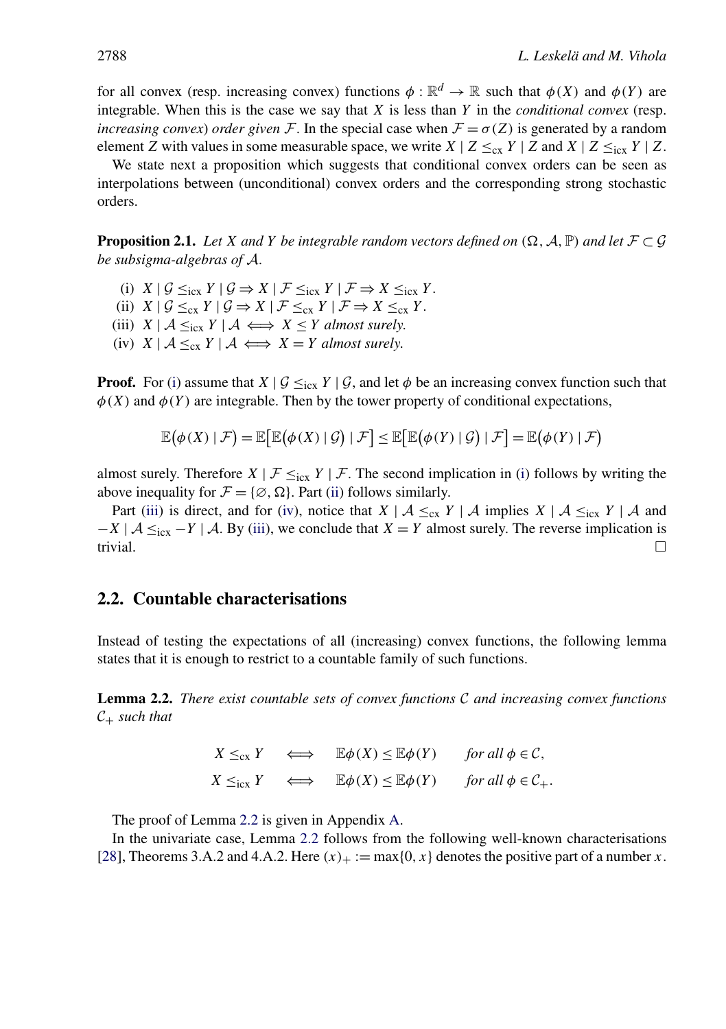for all convex (resp. increasing convex) functions $\phi : \mathbb{R}^d \to \mathbb{R}$ such that $\phi(X)$ and $\phi(Y)$ are integrable. When this is the case we say that $X$ is less than $Y$ in the *conditional convex* (resp. *increasing convex*) *order given* $\mathcal{F}$. In the special case when $\mathcal{F} = \sigma(Z)$ is generated by a random element $Z$ with values in some measurable space, we write $X \mid Z \le_{\mathrm{cx}} Y \mid Z$ and $X \mid Z \le_{\mathrm{icx}} Y \mid Z$.

We state next a proposition which suggests that conditional convex orders can be seen as interpolations between (unconditional) convex orders and the corresponding strong stochastic orders.

**Proposition 2.1.** *Let $X$ and $Y$ be integrable random vectors defined on $(\Omega, \mathcal{A}, \mathbb{P})$ and let $\mathcal{F} \subset \mathcal{G}$ be subsigma-algebras of $\mathcal{A}$.*

(i) $X \mid \mathcal{G} \le_{\mathrm{icx}} Y \mid \mathcal{G} \Rightarrow X \mid \mathcal{F} \le_{\mathrm{icx}} Y \mid \mathcal{F} \Rightarrow X \le_{\mathrm{icx}} Y$.

(ii) $X \mid \mathcal{G} \le_{\mathrm{cx}} Y \mid \mathcal{G} \Rightarrow X \mid \mathcal{F} \le_{\mathrm{cx}} Y \mid \mathcal{F} \Rightarrow X \le_{\mathrm{cx}} Y$.

(iii) $X \mid \mathcal{A} \le_{\mathrm{icx}} Y \mid \mathcal{A} \iff X \le Y$ *almost surely.*

(iv) $X \mid \mathcal{A} \le_{\mathrm{cx}} Y \mid \mathcal{A} \iff X = Y$ *almost surely.*

**Proof.** For (i) assume that $X \mid \mathcal{G} \le_{\mathrm{icx}} Y \mid \mathcal{G}$, and let $\phi$ be an increasing convex function such that $\phi(X)$ and $\phi(Y)$ are integrable. Then by the tower property of conditional expectations,

$$\mathbb{E}\big(\phi(X) \mid \mathcal{F}\big) = \mathbb{E}\big[\mathbb{E}\big(\phi(X) \mid \mathcal{G}\big) \mid \mathcal{F}\big] \le \mathbb{E}\big[\mathbb{E}\big(\phi(Y) \mid \mathcal{G}\big) \mid \mathcal{F}\big] = \mathbb{E}\big(\phi(Y) \mid \mathcal{F}\big)$$

almost surely. Therefore $X \mid \mathcal{F} \le_{\mathrm{icx}} Y \mid \mathcal{F}$. The second implication in (i) follows by writing the above inequality for $\mathcal{F} = \{\varnothing, \Omega\}$. Part (ii) follows similarly.

Part (iii) is direct, and for (iv), notice that $X \mid \mathcal{A} \le_{\mathrm{cx}} Y \mid \mathcal{A}$ implies $X \mid \mathcal{A} \le_{\mathrm{icx}} Y \mid \mathcal{A}$ and $-X \mid \mathcal{A} \le_{\mathrm{icx}} -Y \mid \mathcal{A}$. By (iii), we conclude that $X = Y$ almost surely. The reverse implication is trivial. □

## 2.2. Countable characterisations

Instead of testing the expectations of all (increasing) convex functions, the following lemma states that it is enough to restrict to a countable family of such functions.

**Lemma 2.2.** *There exist countable sets of convex functions $\mathcal{C}$ and increasing convex functions $\mathcal{C}_+$ such that*

$$X \le_{\mathrm{cx}} Y \iff \mathbb{E}\phi(X) \le \mathbb{E}\phi(Y) \quad \textit{for all } \phi \in \mathcal{C},$$

$$X \le_{\mathrm{icx}} Y \iff \mathbb{E}\phi(X) \le \mathbb{E}\phi(Y) \quad \textit{for all } \phi \in \mathcal{C}_+.$$

The proof of Lemma 2.2 is given in Appendix A.

In the univariate case, Lemma 2.2 follows from the following well-known characterisations [28], Theorems 3.A.2 and 4.A.2. Here $(x)_+ := \max\{0, x\}$ denotes the positive part of a number $x$.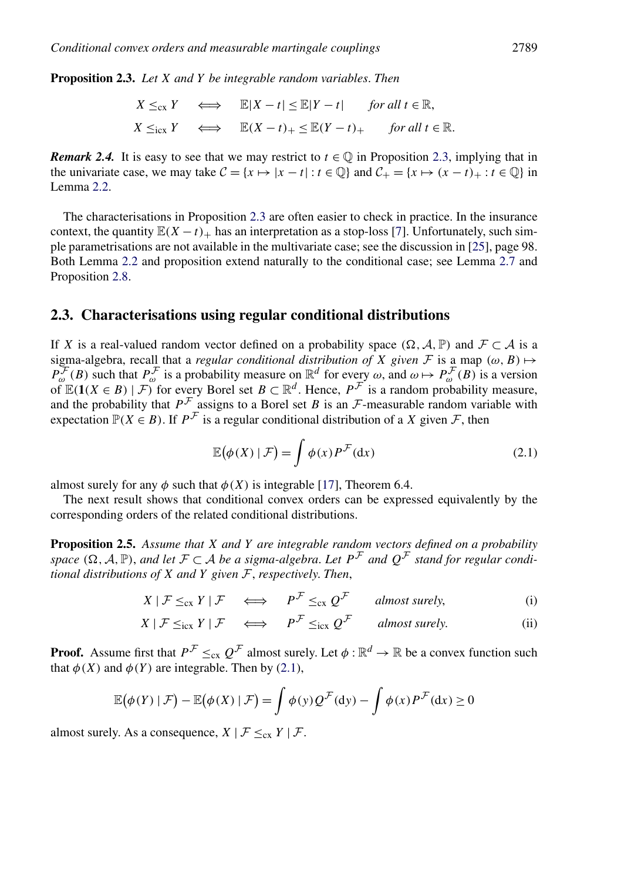**Proposition 2.3.** *Let $X$ and $Y$ be integrable random variables. Then*

$$X \leq_{\mathrm{cx}} Y \iff \mathbb{E}|X-t| \leq \mathbb{E}|Y-t| \quad \text{for all } t \in \mathbb{R},$$

$$X \leq_{\mathrm{icx}} Y \iff \mathbb{E}(X-t)_+ \leq \mathbb{E}(Y-t)_+ \quad \text{for all } t \in \mathbb{R}.$$

***Remark 2.4.*** It is easy to see that we may restrict to $t \in \mathbb{Q}$ in Proposition 2.3, implying that in the univariate case, we may take $\mathcal{C} = \{x \mapsto |x-t| : t \in \mathbb{Q}\}$ and $\mathcal{C}_+ = \{x \mapsto (x-t)_+ : t \in \mathbb{Q}\}$ in Lemma 2.2.

The characterisations in Proposition 2.3 are often easier to check in practice. In the insurance context, the quantity $\mathbb{E}(X-t)_+$ has an interpretation as a stop-loss [7]. Unfortunately, such simple parametrisations are not available in the multivariate case; see the discussion in [25], page 98. Both Lemma 2.2 and proposition extend naturally to the conditional case; see Lemma 2.7 and Proposition 2.8.

## 2.3. Characterisations using regular conditional distributions

If $X$ is a real-valued random vector defined on a probability space $(\Omega, \mathcal{A}, \mathbb{P})$ and $\mathcal{F} \subset \mathcal{A}$ is a sigma-algebra, recall that a *regular conditional distribution of $X$ given $\mathcal{F}$* is a map $(\omega, B) \mapsto P^{\mathcal{F}}_\omega(B)$ such that $P^{\mathcal{F}}_\omega$ is a probability measure on $\mathbb{R}^d$ for every $\omega$, and $\omega \mapsto P^{\mathcal{F}}_\omega(B)$ is a version of $\mathbb{E}(\mathbf{1}(X \in B) \mid \mathcal{F})$ for every Borel set $B \subset \mathbb{R}^d$. Hence, $P^{\mathcal{F}}$ is a random probability measure, and the probability that $P^{\mathcal{F}}$ assigns to a Borel set $B$ is an $\mathcal{F}$-measurable random variable with expectation $\mathbb{P}(X \in B)$. If $P^{\mathcal{F}}$ is a regular conditional distribution of a $X$ given $\mathcal{F}$, then

$$\mathbb{E}\bigl(\phi(X) \mid \mathcal{F}\bigr) = \int \phi(x) P^{\mathcal{F}}(\mathrm{d}x) \tag{2.1}$$

almost surely for any $\phi$ such that $\phi(X)$ is integrable [17], Theorem 6.4.

The next result shows that conditional convex orders can be expressed equivalently by the corresponding orders of the related conditional distributions.

**Proposition 2.5.** *Assume that $X$ and $Y$ are integrable random vectors defined on a probability space $(\Omega, \mathcal{A}, \mathbb{P})$, and let $\mathcal{F} \subset \mathcal{A}$ be a sigma-algebra. Let $P^{\mathcal{F}}$ and $Q^{\mathcal{F}}$ stand for regular conditional distributions of $X$ and $Y$ given $\mathcal{F}$, respectively. Then,*

$$X \mid \mathcal{F} \leq_{\mathrm{cx}} Y \mid \mathcal{F} \iff P^{\mathcal{F}} \leq_{\mathrm{cx}} Q^{\mathcal{F}} \quad \text{almost surely,} \tag{i}$$

$$X \mid \mathcal{F} \leq_{\mathrm{icx}} Y \mid \mathcal{F} \iff P^{\mathcal{F}} \leq_{\mathrm{icx}} Q^{\mathcal{F}} \quad \text{almost surely.} \tag{ii}$$

**Proof.** Assume first that $P^{\mathcal{F}} \leq_{\mathrm{cx}} Q^{\mathcal{F}}$ almost surely. Let $\phi : \mathbb{R}^d \to \mathbb{R}$ be a convex function such that $\phi(X)$ and $\phi(Y)$ are integrable. Then by (2.1),

$$\mathbb{E}\bigl(\phi(Y) \mid \mathcal{F}\bigr) - \mathbb{E}\bigl(\phi(X) \mid \mathcal{F}\bigr) = \int \phi(y) Q^{\mathcal{F}}(\mathrm{d}y) - \int \phi(x) P^{\mathcal{F}}(\mathrm{d}x) \geq 0$$

almost surely. As a consequence, $X \mid \mathcal{F} \leq_{\mathrm{cx}} Y \mid \mathcal{F}$.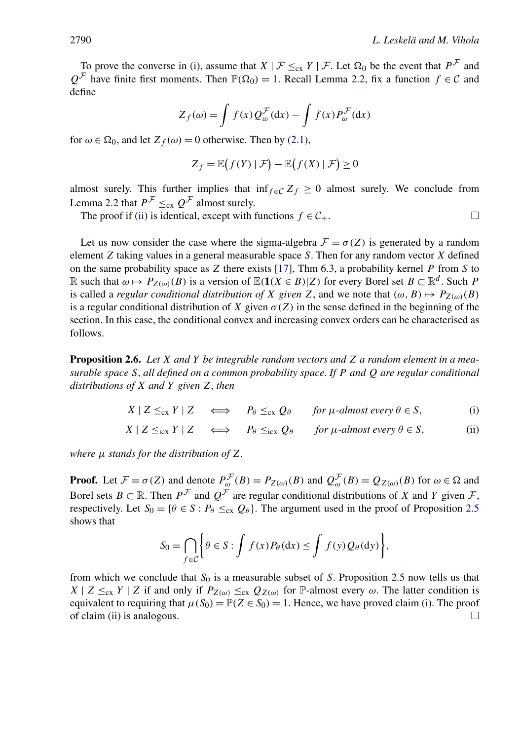To prove the converse in (i), assume that $X \mid \mathcal{F} \le_{\text{cx}} Y \mid \mathcal{F}$. Let $\Omega_0$ be the event that $P^{\mathcal{F}}$ and $Q^{\mathcal{F}}$ have finite first moments. Then $\mathbb{P}(\Omega_0) = 1$. Recall Lemma 2.2, fix a function $f \in \mathcal{C}$ and define

$$Z_f(\omega) = \int f(x) Q_\omega^{\mathcal{F}}(\mathrm{d}x) - \int f(x) P_\omega^{\mathcal{F}}(\mathrm{d}x)$$

for $\omega \in \Omega_0$, and let $Z_f(\omega) = 0$ otherwise. Then by (2.1),

$$Z_f = \mathbb{E}\big(f(Y) \mid \mathcal{F}\big) - \mathbb{E}\big(f(X) \mid \mathcal{F}\big) \ge 0$$

almost surely. This further implies that $\inf_{f \in \mathcal{C}} Z_f \ge 0$ almost surely. We conclude from Lemma 2.2 that $P^{\mathcal{F}} \le_{\text{cx}} Q^{\mathcal{F}}$ almost surely.

The proof if (ii) is identical, except with functions $f \in \mathcal{C}_+$. $\square$

Let us now consider the case where the sigma-algebra $\mathcal{F} = \sigma(Z)$ is generated by a random element $Z$ taking values in a general measurable space $S$. Then for any random vector $X$ defined on the same probability space as $Z$ there exists [17], Thm 6.3, a probability kernel $P$ from $S$ to $\mathbb{R}$ such that $\omega \mapsto P_{Z(\omega)}(B)$ is a version of $\mathbb{E}(\mathbf{1}(X \in B)|Z)$ for every Borel set $B \subset \mathbb{R}^d$. Such $P$ is called a *regular conditional distribution of $X$ given $Z$*, and we note that $(\omega, B) \mapsto P_{Z(\omega)}(B)$ is a regular conditional distribution of $X$ given $\sigma(Z)$ in the sense defined in the beginning of the section. In this case, the conditional convex and increasing convex orders can be characterised as follows.

**Proposition 2.6.** *Let $X$ and $Y$ be integrable random vectors and $Z$ a random element in a measurable space $S$, all defined on a common probability space. If $P$ and $Q$ are regular conditional distributions of $X$ and $Y$ given $Z$, then*

$$X \mid Z \le_{\text{cx}} Y \mid Z \quad \Longleftrightarrow \quad P_\theta \le_{\text{cx}} Q_\theta \quad \text{for } \mu\text{-almost every } \theta \in S, \tag{i}$$

$$X \mid Z \le_{\text{icx}} Y \mid Z \quad \Longleftrightarrow \quad P_\theta \le_{\text{icx}} Q_\theta \quad \text{for } \mu\text{-almost every } \theta \in S, \tag{ii}$$

*where $\mu$ stands for the distribution of $Z$.*

**Proof.** Let $\mathcal{F} = \sigma(Z)$ and denote $P_\omega^{\mathcal{F}}(B) = P_{Z(\omega)}(B)$ and $Q_\omega^{\mathcal{F}}(B) = Q_{Z(\omega)}(B)$ for $\omega \in \Omega$ and Borel sets $B \subset \mathbb{R}$. Then $P^{\mathcal{F}}$ and $Q^{\mathcal{F}}$ are regular conditional distributions of $X$ and $Y$ given $\mathcal{F}$, respectively. Let $S_0 = \{\theta \in S : P_\theta \le_{\text{cx}} Q_\theta\}$. The argument used in the proof of Proposition 2.5 shows that

$$S_0 = \bigcap_{f \in \mathcal{C}} \left\{ \theta \in S : \int f(x) P_\theta(\mathrm{d}x) \le \int f(y) Q_\theta(\mathrm{d}y) \right\},$$

from which we conclude that $S_0$ is a measurable subset of $S$. Proposition 2.5 now tells us that $X \mid Z \le_{\text{cx}} Y \mid Z$ if and only if $P_{Z(\omega)} \le_{\text{cx}} Q_{Z(\omega)}$ for $\mathbb{P}$-almost every $\omega$. The latter condition is equivalent to requiring that $\mu(S_0) = \mathbb{P}(Z \in S_0) = 1$. Hence, we have proved claim (i). The proof of claim (ii) is analogous. $\square$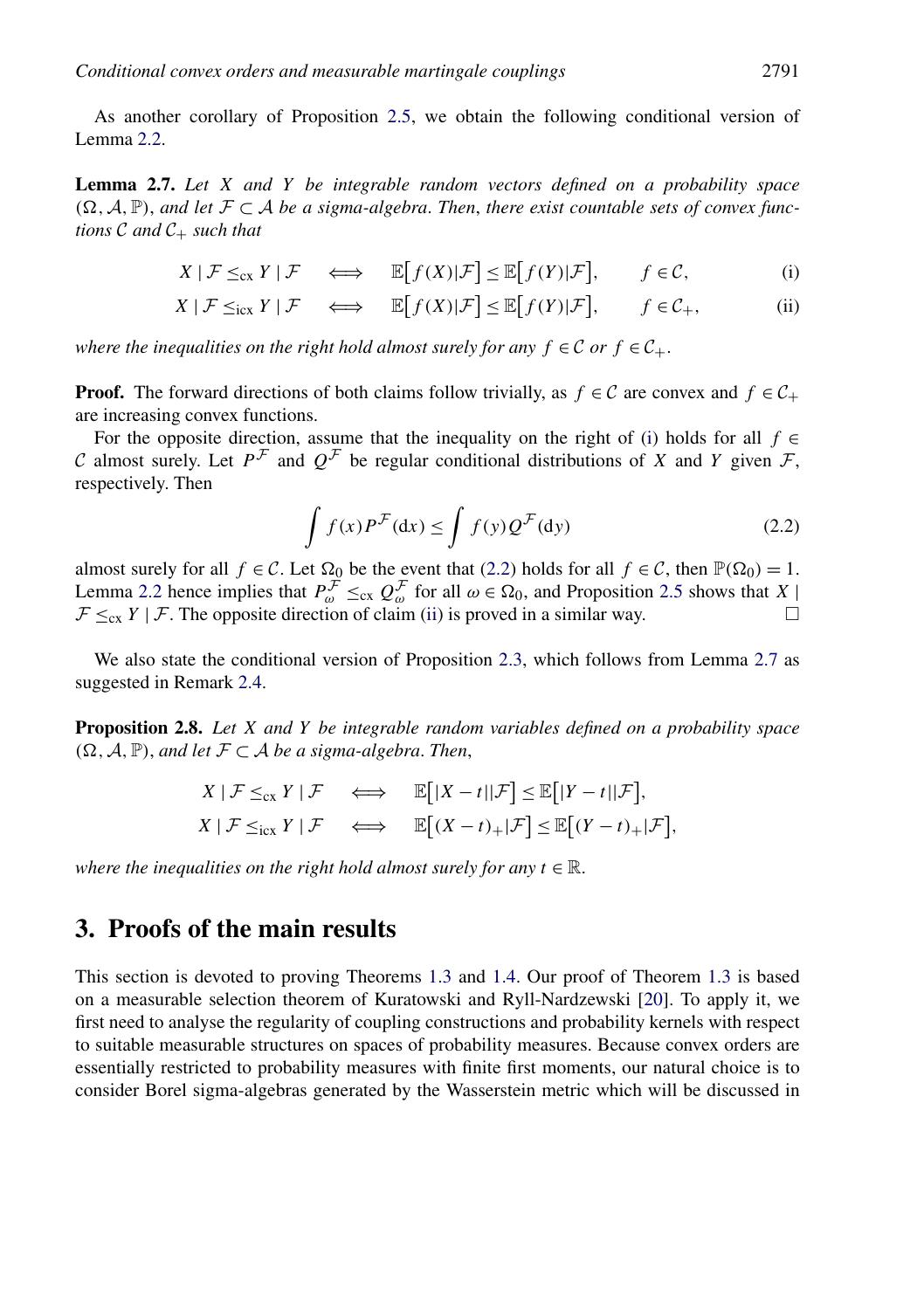As another corollary of Proposition 2.5, we obtain the following conditional version of Lemma 2.2.

**Lemma 2.7.** *Let $X$ and $Y$ be integrable random vectors defined on a probability space $(\Omega, \mathcal{A}, \mathbb{P})$, and let $\mathcal{F} \subset \mathcal{A}$ be a sigma-algebra. Then, there exist countable sets of convex functions $\mathcal{C}$ and $\mathcal{C}_+$ such that*

$$X \mid \mathcal{F} \leq_{\mathrm{cx}} Y \mid \mathcal{F} \quad \Longleftrightarrow \quad \mathbb{E}\big[f(X)|\mathcal{F}\big] \leq \mathbb{E}\big[f(Y)|\mathcal{F}\big], \qquad f \in \mathcal{C}, \tag{i}$$

$$X \mid \mathcal{F} \leq_{\mathrm{icx}} Y \mid \mathcal{F} \quad \Longleftrightarrow \quad \mathbb{E}\big[f(X)|\mathcal{F}\big] \leq \mathbb{E}\big[f(Y)|\mathcal{F}\big], \qquad f \in \mathcal{C}_+, \tag{ii}$$

*where the inequalities on the right hold almost surely for any $f \in \mathcal{C}$ or $f \in \mathcal{C}_+$.*

**Proof.** The forward directions of both claims follow trivially, as $f \in \mathcal{C}$ are convex and $f \in \mathcal{C}_+$ are increasing convex functions.

For the opposite direction, assume that the inequality on the right of (i) holds for all $f \in \mathcal{C}$ almost surely. Let $P^{\mathcal{F}}$ and $Q^{\mathcal{F}}$ be regular conditional distributions of $X$ and $Y$ given $\mathcal{F}$, respectively. Then

$$\int f(x) P^{\mathcal{F}}(\mathrm{d}x) \leq \int f(y) Q^{\mathcal{F}}(\mathrm{d}y) \tag{2.2}$$

almost surely for all $f \in \mathcal{C}$. Let $\Omega_0$ be the event that (2.2) holds for all $f \in \mathcal{C}$, then $\mathbb{P}(\Omega_0) = 1$. Lemma 2.2 hence implies that $P^{\mathcal{F}}_\omega \leq_{\mathrm{cx}} Q^{\mathcal{F}}_\omega$ for all $\omega \in \Omega_0$, and Proposition 2.5 shows that $X \mid \mathcal{F} \leq_{\mathrm{cx}} Y \mid \mathcal{F}$. The opposite direction of claim (ii) is proved in a similar way. $\square$

We also state the conditional version of Proposition 2.3, which follows from Lemma 2.7 as suggested in Remark 2.4.

**Proposition 2.8.** *Let $X$ and $Y$ be integrable random variables defined on a probability space $(\Omega, \mathcal{A}, \mathbb{P})$, and let $\mathcal{F} \subset \mathcal{A}$ be a sigma-algebra. Then,*

$$X \mid \mathcal{F} \leq_{\mathrm{cx}} Y \mid \mathcal{F} \quad \Longleftrightarrow \quad \mathbb{E}\big[|X - t||\mathcal{F}\big] \leq \mathbb{E}\big[|Y - t||\mathcal{F}\big],$$

$$X \mid \mathcal{F} \leq_{\mathrm{icx}} Y \mid \mathcal{F} \quad \Longleftrightarrow \quad \mathbb{E}\big[(X - t)_+|\mathcal{F}\big] \leq \mathbb{E}\big[(Y - t)_+|\mathcal{F}\big],$$

*where the inequalities on the right hold almost surely for any $t \in \mathbb{R}$.*

## 3. Proofs of the main results

This section is devoted to proving Theorems 1.3 and 1.4. Our proof of Theorem 1.3 is based on a measurable selection theorem of Kuratowski and Ryll-Nardzewski [20]. To apply it, we first need to analyse the regularity of coupling constructions and probability kernels with respect to suitable measurable structures on spaces of probability measures. Because convex orders are essentially restricted to probability measures with finite first moments, our natural choice is to consider Borel sigma-algebras generated by the Wasserstein metric which will be discussed in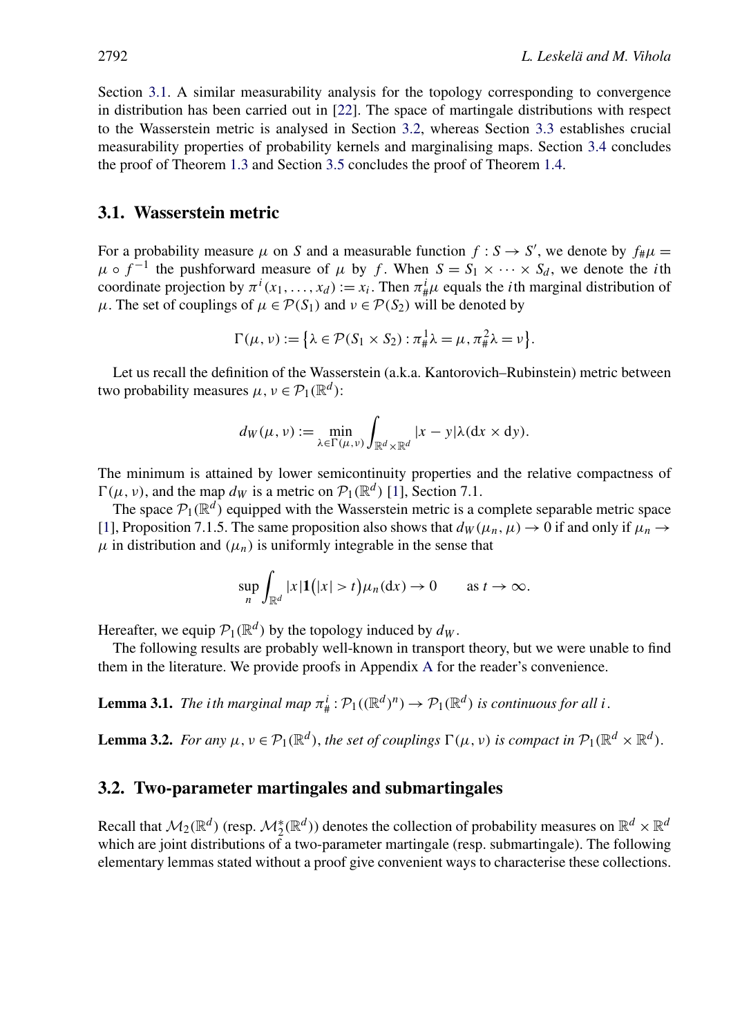Section 3.1. A similar measurability analysis for the topology corresponding to convergence in distribution has been carried out in [22]. The space of martingale distributions with respect to the Wasserstein metric is analysed in Section 3.2, whereas Section 3.3 establishes crucial measurability properties of probability kernels and marginalising maps. Section 3.4 concludes the proof of Theorem 1.3 and Section 3.5 concludes the proof of Theorem 1.4.

## 3.1. Wasserstein metric

For a probability measure $\mu$ on $S$ and a measurable function $f : S \to S'$, we denote by $f_\# \mu = \mu \circ f^{-1}$ the pushforward measure of $\mu$ by $f$. When $S = S_1 \times \cdots \times S_d$, we denote the $i$th coordinate projection by $\pi^i(x_1, \ldots, x_d) := x_i$. Then $\pi^i_\# \mu$ equals the $i$th marginal distribution of $\mu$. The set of couplings of $\mu \in \mathcal{P}(S_1)$ and $\nu \in \mathcal{P}(S_2)$ will be denoted by

$$\Gamma(\mu, \nu) := \left\{ \lambda \in \mathcal{P}(S_1 \times S_2) : \pi^1_\# \lambda = \mu, \pi^2_\# \lambda = \nu \right\}.$$

Let us recall the definition of the Wasserstein (a.k.a. Kantorovich–Rubinstein) metric between two probability measures $\mu, \nu \in \mathcal{P}_1(\mathbb{R}^d)$:

$$d_W(\mu, \nu) := \min_{\lambda \in \Gamma(\mu, \nu)} \int_{\mathbb{R}^d \times \mathbb{R}^d} |x - y| \lambda(\mathrm{d}x \times \mathrm{d}y).$$

The minimum is attained by lower semicontinuity properties and the relative compactness of $\Gamma(\mu, \nu)$, and the map $d_W$ is a metric on $\mathcal{P}_1(\mathbb{R}^d)$ [1], Section 7.1.

The space $\mathcal{P}_1(\mathbb{R}^d)$ equipped with the Wasserstein metric is a complete separable metric space [1], Proposition 7.1.5. The same proposition also shows that $d_W(\mu_n, \mu) \to 0$ if and only if $\mu_n \to \mu$ in distribution and $(\mu_n)$ is uniformly integrable in the sense that

$$\sup_n \int_{\mathbb{R}^d} |x| \mathbf{1}\big(|x| > t\big) \mu_n(\mathrm{d}x) \to 0 \qquad \text{as } t \to \infty.$$

Hereafter, we equip $\mathcal{P}_1(\mathbb{R}^d)$ by the topology induced by $d_W$.

The following results are probably well-known in transport theory, but we were unable to find them in the literature. We provide proofs in Appendix A for the reader's convenience.

**Lemma 3.1.** *The $i$th marginal map $\pi^i_\# : \mathcal{P}_1((\mathbb{R}^d)^n) \to \mathcal{P}_1(\mathbb{R}^d)$ is continuous for all $i$.*

**Lemma 3.2.** *For any $\mu, \nu \in \mathcal{P}_1(\mathbb{R}^d)$, the set of couplings $\Gamma(\mu, \nu)$ is compact in $\mathcal{P}_1(\mathbb{R}^d \times \mathbb{R}^d)$.*

## 3.2. Two-parameter martingales and submartingales

Recall that $\mathcal{M}_2(\mathbb{R}^d)$ (resp. $\mathcal{M}_2^*(\mathbb{R}^d)$) denotes the collection of probability measures on $\mathbb{R}^d \times \mathbb{R}^d$ which are joint distributions of a two-parameter martingale (resp. submartingale). The following elementary lemmas stated without a proof give convenient ways to characterise these collections.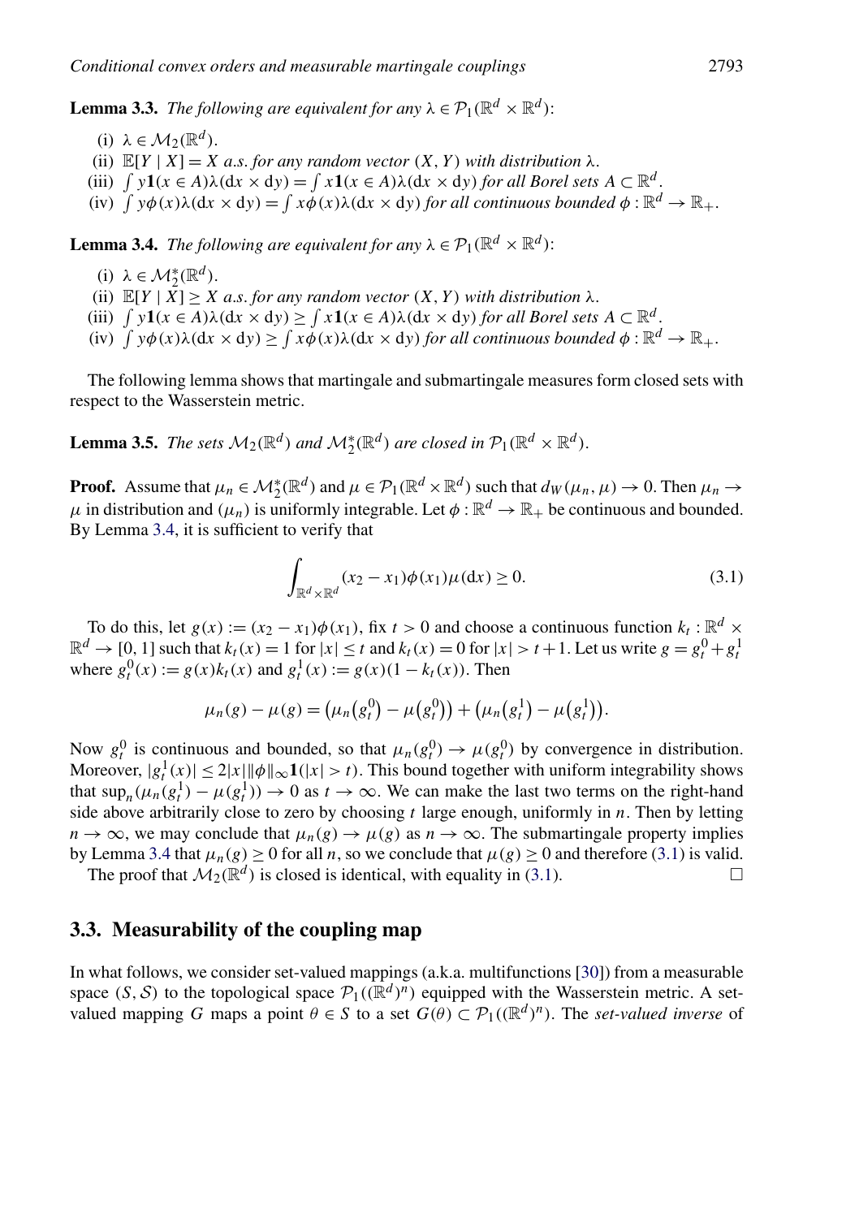**Lemma 3.3.** *The following are equivalent for any $\lambda \in \mathcal{P}_1(\mathbb{R}^d \times \mathbb{R}^d)$:*

(i) $\lambda \in \mathcal{M}_2(\mathbb{R}^d)$.
(ii) $\mathbb{E}[Y \mid X] = X$ *a.s. for any random vector* $(X, Y)$ *with distribution* $\lambda$.
(iii) $\int y\mathbf{1}(x \in A)\lambda(\mathrm{d}x \times \mathrm{d}y) = \int x\mathbf{1}(x \in A)\lambda(\mathrm{d}x \times \mathrm{d}y)$ *for all Borel sets* $A \subset \mathbb{R}^d$.
(iv) $\int y\phi(x)\lambda(\mathrm{d}x \times \mathrm{d}y) = \int x\phi(x)\lambda(\mathrm{d}x \times \mathrm{d}y)$ *for all continuous bounded* $\phi : \mathbb{R}^d \to \mathbb{R}_+$.

**Lemma 3.4.** *The following are equivalent for any $\lambda \in \mathcal{P}_1(\mathbb{R}^d \times \mathbb{R}^d)$:*

(i) $\lambda \in \mathcal{M}_2^*(\mathbb{R}^d)$.
(ii) $\mathbb{E}[Y \mid X] \geq X$ *a.s. for any random vector* $(X, Y)$ *with distribution* $\lambda$.
(iii) $\int y\mathbf{1}(x \in A)\lambda(\mathrm{d}x \times \mathrm{d}y) \geq \int x\mathbf{1}(x \in A)\lambda(\mathrm{d}x \times \mathrm{d}y)$ *for all Borel sets* $A \subset \mathbb{R}^d$.
(iv) $\int y\phi(x)\lambda(\mathrm{d}x \times \mathrm{d}y) \geq \int x\phi(x)\lambda(\mathrm{d}x \times \mathrm{d}y)$ *for all continuous bounded* $\phi : \mathbb{R}^d \to \mathbb{R}_+$.

The following lemma shows that martingale and submartingale measures form closed sets with respect to the Wasserstein metric.

**Lemma 3.5.** *The sets $\mathcal{M}_2(\mathbb{R}^d)$ and $\mathcal{M}_2^*(\mathbb{R}^d)$ are closed in $\mathcal{P}_1(\mathbb{R}^d \times \mathbb{R}^d)$.*

**Proof.** Assume that $\mu_n \in \mathcal{M}_2^*(\mathbb{R}^d)$ and $\mu \in \mathcal{P}_1(\mathbb{R}^d \times \mathbb{R}^d)$ such that $d_W(\mu_n, \mu) \to 0$. Then $\mu_n \to \mu$ in distribution and $(\mu_n)$ is uniformly integrable. Let $\phi : \mathbb{R}^d \to \mathbb{R}_+$ be continuous and bounded. By Lemma 3.4, it is sufficient to verify that

$$\int_{\mathbb{R}^d \times \mathbb{R}^d} (x_2 - x_1)\phi(x_1)\mu(\mathrm{d}x) \geq 0. \tag{3.1}$$

To do this, let $g(x) := (x_2 - x_1)\phi(x_1)$, fix $t > 0$ and choose a continuous function $k_t : \mathbb{R}^d \times \mathbb{R}^d \to [0, 1]$ such that $k_t(x) = 1$ for $|x| \leq t$ and $k_t(x) = 0$ for $|x| > t + 1$. Let us write $g = g_t^0 + g_t^1$ where $g_t^0(x) := g(x)k_t(x)$ and $g_t^1(x) := g(x)(1 - k_t(x))$. Then

$$\mu_n(g) - \mu(g) = \big(\mu_n\big(g_t^0\big) - \mu\big(g_t^0\big)\big) + \big(\mu_n\big(g_t^1\big) - \mu\big(g_t^1\big)\big).$$

Now $g_t^0$ is continuous and bounded, so that $\mu_n(g_t^0) \to \mu(g_t^0)$ by convergence in distribution. Moreover, $|g_t^1(x)| \leq 2|x|\|\phi\|_\infty \mathbf{1}(|x| > t)$. This bound together with uniform integrability shows that $\sup_n(\mu_n(g_t^1) - \mu(g_t^1)) \to 0$ as $t \to \infty$. We can make the last two terms on the right-hand side above arbitrarily close to zero by choosing $t$ large enough, uniformly in $n$. Then by letting $n \to \infty$, we may conclude that $\mu_n(g) \to \mu(g)$ as $n \to \infty$. The submartingale property implies by Lemma 3.4 that $\mu_n(g) \geq 0$ for all $n$, so we conclude that $\mu(g) \geq 0$ and therefore (3.1) is valid.

The proof that $\mathcal{M}_2(\mathbb{R}^d)$ is closed is identical, with equality in (3.1). □

## 3.3. Measurability of the coupling map

In what follows, we consider set-valued mappings (a.k.a. multifunctions [30]) from a measurable space $(S, \mathcal{S})$ to the topological space $\mathcal{P}_1((\mathbb{R}^d)^n)$ equipped with the Wasserstein metric. A set-valued mapping $G$ maps a point $\theta \in S$ to a set $G(\theta) \subset \mathcal{P}_1((\mathbb{R}^d)^n)$. The *set-valued inverse* of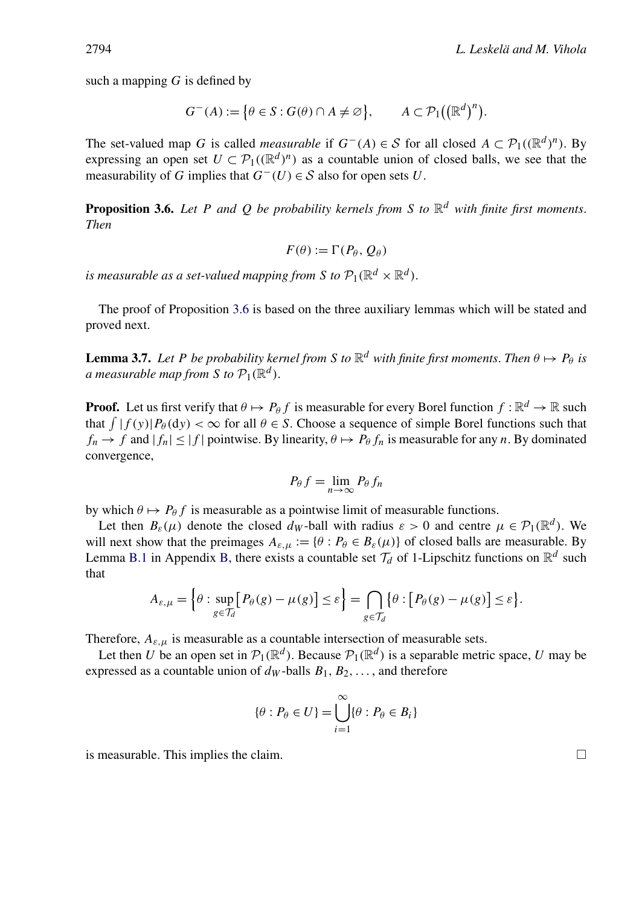such a mapping $G$ is defined by

$$G^-(A) := \{\theta \in S : G(\theta) \cap A \neq \varnothing\}, \qquad A \subset \mathcal{P}_1\big((\mathbb{R}^d)^n\big).$$

The set-valued map $G$ is called *measurable* if $G^-(A) \in \mathcal{S}$ for all closed $A \subset \mathcal{P}_1((\mathbb{R}^d)^n)$. By expressing an open set $U \subset \mathcal{P}_1((\mathbb{R}^d)^n)$ as a countable union of closed balls, we see that the measurability of $G$ implies that $G^-(U) \in \mathcal{S}$ also for open sets $U$.

**Proposition 3.6.** *Let $P$ and $Q$ be probability kernels from $S$ to $\mathbb{R}^d$ with finite first moments. Then*

$$F(\theta) := \Gamma(P_\theta, Q_\theta)$$

*is measurable as a set-valued mapping from $S$ to $\mathcal{P}_1(\mathbb{R}^d \times \mathbb{R}^d)$.*

The proof of Proposition 3.6 is based on the three auxiliary lemmas which will be stated and proved next.

**Lemma 3.7.** *Let $P$ be probability kernel from $S$ to $\mathbb{R}^d$ with finite first moments. Then $\theta \mapsto P_\theta$ is a measurable map from $S$ to $\mathcal{P}_1(\mathbb{R}^d)$.*

**Proof.** Let us first verify that $\theta \mapsto P_\theta f$ is measurable for every Borel function $f : \mathbb{R}^d \to \mathbb{R}$ such that $\int |f(y)| P_\theta(dy) < \infty$ for all $\theta \in S$. Choose a sequence of simple Borel functions such that $f_n \to f$ and $|f_n| \le |f|$ pointwise. By linearity, $\theta \mapsto P_\theta f_n$ is measurable for any $n$. By dominated convergence,

$$P_\theta f = \lim_{n\to\infty} P_\theta f_n$$

by which $\theta \mapsto P_\theta f$ is measurable as a pointwise limit of measurable functions.

Let then $B_\varepsilon(\mu)$ denote the closed $d_W$-ball with radius $\varepsilon > 0$ and centre $\mu \in \mathcal{P}_1(\mathbb{R}^d)$. We will next show that the preimages $A_{\varepsilon,\mu} := \{\theta : P_\theta \in B_\varepsilon(\mu)\}$ of closed balls are measurable. By Lemma B.1 in Appendix B, there exists a countable set $\mathcal{T}_d$ of 1-Lipschitz functions on $\mathbb{R}^d$ such that

$$A_{\varepsilon,\mu} = \Big\{\theta : \sup_{g \in \mathcal{T}_d} \big[P_\theta(g) - \mu(g)\big] \le \varepsilon\Big\} = \bigcap_{g \in \mathcal{T}_d} \big\{\theta : \big[P_\theta(g) - \mu(g)\big] \le \varepsilon\big\}.$$

Therefore, $A_{\varepsilon,\mu}$ is measurable as a countable intersection of measurable sets.

Let then $U$ be an open set in $\mathcal{P}_1(\mathbb{R}^d)$. Because $\mathcal{P}_1(\mathbb{R}^d)$ is a separable metric space, $U$ may be expressed as a countable union of $d_W$-balls $B_1, B_2, \ldots$, and therefore

$$\{\theta : P_\theta \in U\} = \bigcup_{i=1}^\infty \{\theta : P_\theta \in B_i\}$$

is measurable. This implies the claim. $\square$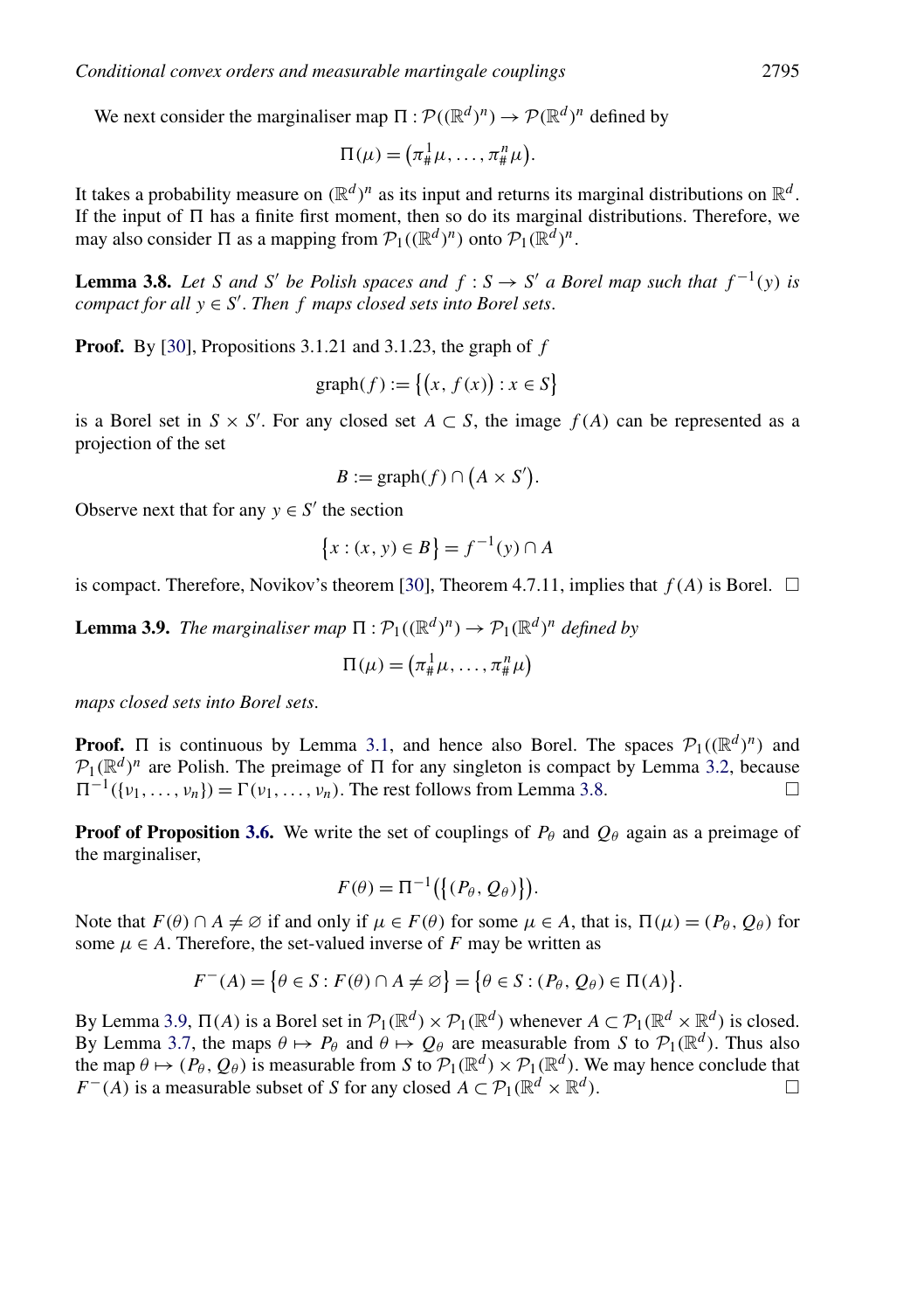We next consider the marginaliser map $\Pi : \mathcal{P}((\mathbb{R}^d)^n) \to \mathcal{P}(\mathbb{R}^d)^n$ defined by

$$\Pi(\mu) = (\pi^1_\# \mu, \dots, \pi^n_\# \mu).$$

It takes a probability measure on $(\mathbb{R}^d)^n$ as its input and returns its marginal distributions on $\mathbb{R}^d$. If the input of $\Pi$ has a finite first moment, then so do its marginal distributions. Therefore, we may also consider $\Pi$ as a mapping from $\mathcal{P}_1((\mathbb{R}^d)^n)$ onto $\mathcal{P}_1(\mathbb{R}^d)^n$.

**Lemma 3.8.** *Let $S$ and $S'$ be Polish spaces and $f : S \to S'$ a Borel map such that $f^{-1}(y)$ is compact for all $y \in S'$. Then $f$ maps closed sets into Borel sets.*

**Proof.** By [30], Propositions 3.1.21 and 3.1.23, the graph of $f$

$$\text{graph}(f) := \{(x, f(x)) : x \in S\}$$

is a Borel set in $S \times S'$. For any closed set $A \subset S$, the image $f(A)$ can be represented as a projection of the set

$$B := \text{graph}(f) \cap (A \times S').$$

Observe next that for any $y \in S'$ the section

$$\{x : (x, y) \in B\} = f^{-1}(y) \cap A$$

is compact. Therefore, Novikov's theorem [30], Theorem 4.7.11, implies that $f(A)$ is Borel. □

**Lemma 3.9.** *The marginaliser map $\Pi : \mathcal{P}_1((\mathbb{R}^d)^n) \to \mathcal{P}_1(\mathbb{R}^d)^n$ defined by*

$$\Pi(\mu) = (\pi^1_\# \mu, \dots, \pi^n_\# \mu)$$

*maps closed sets into Borel sets.*

**Proof.** $\Pi$ is continuous by Lemma 3.1, and hence also Borel. The spaces $\mathcal{P}_1((\mathbb{R}^d)^n)$ and $\mathcal{P}_1(\mathbb{R}^d)^n$ are Polish. The preimage of $\Pi$ for any singleton is compact by Lemma 3.2, because $\Pi^{-1}(\{\nu_1, \dots, \nu_n\}) = \Gamma(\nu_1, \dots, \nu_n)$. The rest follows from Lemma 3.8. □

**Proof of Proposition 3.6.** We write the set of couplings of $P_\theta$ and $Q_\theta$ again as a preimage of the marginaliser,

$$F(\theta) = \Pi^{-1}(\{(P_\theta, Q_\theta)\}).$$

Note that $F(\theta) \cap A \neq \varnothing$ if and only if $\mu \in F(\theta)$ for some $\mu \in A$, that is, $\Pi(\mu) = (P_\theta, Q_\theta)$ for some $\mu \in A$. Therefore, the set-valued inverse of $F$ may be written as

$$F^-(A) = \{\theta \in S : F(\theta) \cap A \neq \varnothing\} = \{\theta \in S : (P_\theta, Q_\theta) \in \Pi(A)\}.$$

By Lemma 3.9, $\Pi(A)$ is a Borel set in $\mathcal{P}_1(\mathbb{R}^d) \times \mathcal{P}_1(\mathbb{R}^d)$ whenever $A \subset \mathcal{P}_1(\mathbb{R}^d \times \mathbb{R}^d)$ is closed. By Lemma 3.7, the maps $\theta \mapsto P_\theta$ and $\theta \mapsto Q_\theta$ are measurable from $S$ to $\mathcal{P}_1(\mathbb{R}^d)$. Thus also the map $\theta \mapsto (P_\theta, Q_\theta)$ is measurable from $S$ to $\mathcal{P}_1(\mathbb{R}^d) \times \mathcal{P}_1(\mathbb{R}^d)$. We may hence conclude that $F^-(A)$ is a measurable subset of $S$ for any closed $A \subset \mathcal{P}_1(\mathbb{R}^d \times \mathbb{R}^d)$. □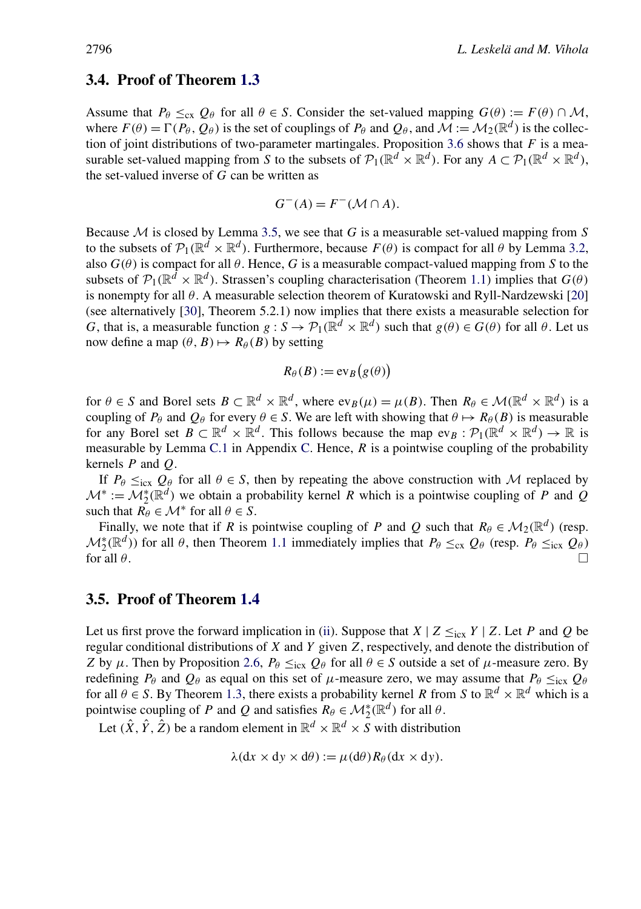### 3.4. Proof of Theorem 1.3

Assume that $P_\theta \leq_{\mathrm{cx}} Q_\theta$ for all $\theta \in S$. Consider the set-valued mapping $G(\theta) := F(\theta) \cap \mathcal{M}$, where $F(\theta) = \Gamma(P_\theta, Q_\theta)$ is the set of couplings of $P_\theta$ and $Q_\theta$, and $\mathcal{M} := \mathcal{M}_2(\mathbb{R}^d)$ is the collection of joint distributions of two-parameter martingales. Proposition 3.6 shows that $F$ is a measurable set-valued mapping from $S$ to the subsets of $\mathcal{P}_1(\mathbb{R}^d \times \mathbb{R}^d)$. For any $A \subset \mathcal{P}_1(\mathbb{R}^d \times \mathbb{R}^d)$, the set-valued inverse of $G$ can be written as

$$G^-(A) = F^-(\mathcal{M} \cap A).$$

Because $\mathcal{M}$ is closed by Lemma 3.5, we see that $G$ is a measurable set-valued mapping from $S$ to the subsets of $\mathcal{P}_1(\mathbb{R}^d \times \mathbb{R}^d)$. Furthermore, because $F(\theta)$ is compact for all $\theta$ by Lemma 3.2, also $G(\theta)$ is compact for all $\theta$. Hence, $G$ is a measurable compact-valued mapping from $S$ to the subsets of $\mathcal{P}_1(\mathbb{R}^d \times \mathbb{R}^d)$. Strassen's coupling characterisation (Theorem 1.1) implies that $G(\theta)$ is nonempty for all $\theta$. A measurable selection theorem of Kuratowski and Ryll-Nardzewski [20] (see alternatively [30], Theorem 5.2.1) now implies that there exists a measurable selection for $G$, that is, a measurable function $g : S \to \mathcal{P}_1(\mathbb{R}^d \times \mathbb{R}^d)$ such that $g(\theta) \in G(\theta)$ for all $\theta$. Let us now define a map $(\theta, B) \mapsto R_\theta(B)$ by setting

$$R_\theta(B) := \mathrm{ev}_B\big(g(\theta)\big)$$

for $\theta \in S$ and Borel sets $B \subset \mathbb{R}^d \times \mathbb{R}^d$, where $\mathrm{ev}_B(\mu) = \mu(B)$. Then $R_\theta \in \mathcal{M}(\mathbb{R}^d \times \mathbb{R}^d)$ is a coupling of $P_\theta$ and $Q_\theta$ for every $\theta \in S$. We are left with showing that $\theta \mapsto R_\theta(B)$ is measurable for any Borel set $B \subset \mathbb{R}^d \times \mathbb{R}^d$. This follows because the map $\mathrm{ev}_B : \mathcal{P}_1(\mathbb{R}^d \times \mathbb{R}^d) \to \mathbb{R}$ is measurable by Lemma C.1 in Appendix C. Hence, $R$ is a pointwise coupling of the probability kernels $P$ and $Q$.

If $P_\theta \leq_{\mathrm{icx}} Q_\theta$ for all $\theta \in S$, then by repeating the above construction with $\mathcal{M}$ replaced by $\mathcal{M}^* := \mathcal{M}_2^*(\mathbb{R}^d)$ we obtain a probability kernel $R$ which is a pointwise coupling of $P$ and $Q$ such that $R_\theta \in \mathcal{M}^*$ for all $\theta \in S$.

Finally, we note that if $R$ is pointwise coupling of $P$ and $Q$ such that $R_\theta \in \mathcal{M}_2(\mathbb{R}^d)$ (resp. $\mathcal{M}_2^*(\mathbb{R}^d)$) for all $\theta$, then Theorem 1.1 immediately implies that $P_\theta \leq_{\mathrm{cx}} Q_\theta$ (resp. $P_\theta \leq_{\mathrm{icx}} Q_\theta$) for all $\theta$. □

### 3.5. Proof of Theorem 1.4

Let us first prove the forward implication in (ii). Suppose that $X \mid Z \leq_{\mathrm{icx}} Y \mid Z$. Let $P$ and $Q$ be regular conditional distributions of $X$ and $Y$ given $Z$, respectively, and denote the distribution of $Z$ by $\mu$. Then by Proposition 2.6, $P_\theta \leq_{\mathrm{icx}} Q_\theta$ for all $\theta \in S$ outside a set of $\mu$-measure zero. By redefining $P_\theta$ and $Q_\theta$ as equal on this set of $\mu$-measure zero, we may assume that $P_\theta \leq_{\mathrm{icx}} Q_\theta$ for all $\theta \in S$. By Theorem 1.3, there exists a probability kernel $R$ from $S$ to $\mathbb{R}^d \times \mathbb{R}^d$ which is a pointwise coupling of $P$ and $Q$ and satisfies $R_\theta \in \mathcal{M}_2^*(\mathbb{R}^d)$ for all $\theta$.

Let $(\hat{X}, \hat{Y}, \hat{Z})$ be a random element in $\mathbb{R}^d \times \mathbb{R}^d \times S$ with distribution

$$\lambda(\mathrm{d}x \times \mathrm{d}y \times \mathrm{d}\theta) := \mu(\mathrm{d}\theta) R_\theta(\mathrm{d}x \times \mathrm{d}y).$$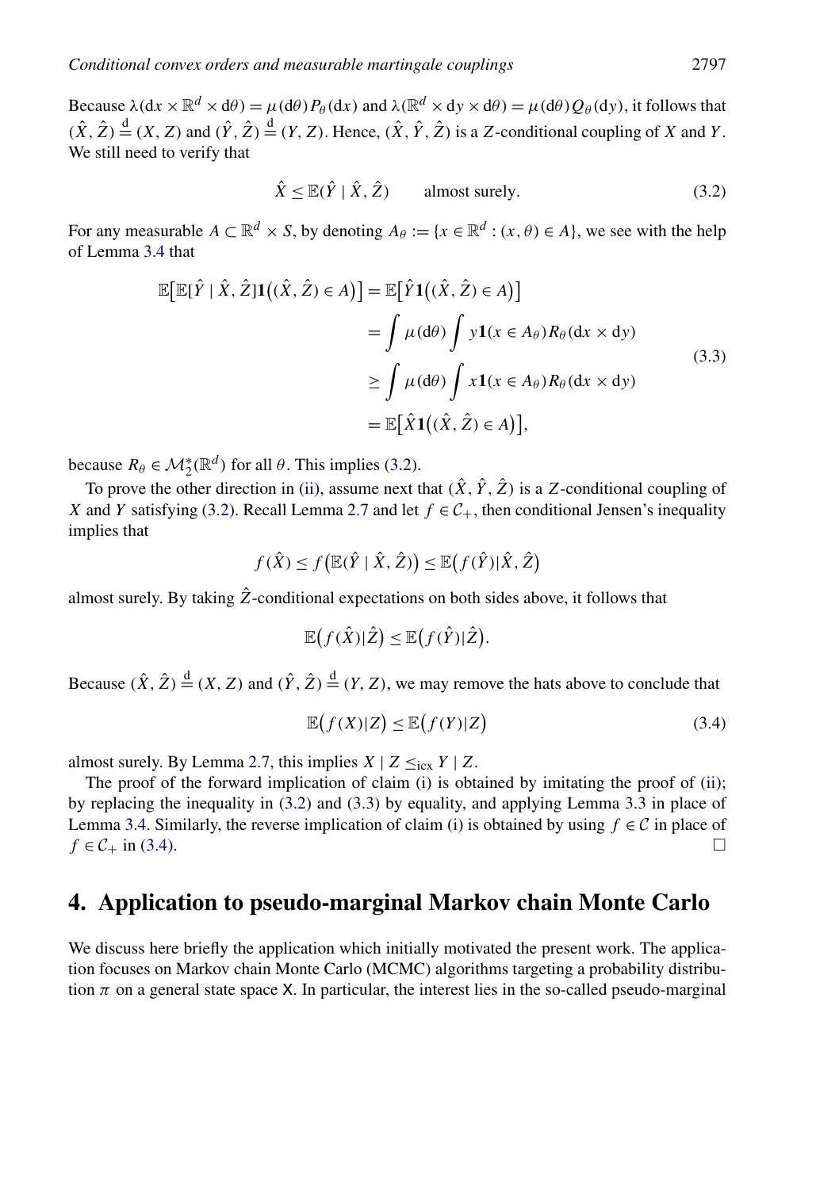Because $\lambda(\mathrm{d}x \times \mathbb{R}^d \times \mathrm{d}\theta) = \mu(\mathrm{d}\theta) P_\theta(\mathrm{d}x)$ and $\lambda(\mathbb{R}^d \times \mathrm{d}y \times \mathrm{d}\theta) = \mu(\mathrm{d}\theta) Q_\theta(\mathrm{d}y)$, it follows that $(\hat{X}, \hat{Z}) \stackrel{\mathrm{d}}{=} (X, Z)$ and $(\hat{Y}, \hat{Z}) \stackrel{\mathrm{d}}{=} (Y, Z)$. Hence, $(\hat{X}, \hat{Y}, \hat{Z})$ is a $Z$-conditional coupling of $X$ and $Y$. We still need to verify that

$$\hat{X} \le \mathbb{E}(\hat{Y} \mid \hat{X}, \hat{Z}) \qquad \text{almost surely.} \tag{3.2}$$

For any measurable $A \subset \mathbb{R}^d \times S$, by denoting $A_\theta := \{x \in \mathbb{R}^d : (x, \theta) \in A\}$, we see with the help of Lemma 3.4 that

$$\begin{aligned}
\mathbb{E}\big[\mathbb{E}[\hat{Y} \mid \hat{X}, \hat{Z}]\mathbf{1}\big((\hat{X}, \hat{Z}) \in A\big)\big] &= \mathbb{E}\big[\hat{Y}\mathbf{1}\big((\hat{X}, \hat{Z}) \in A\big)\big] \\
&= \int \mu(\mathrm{d}\theta) \int y \mathbf{1}(x \in A_\theta) R_\theta(\mathrm{d}x \times \mathrm{d}y) \\
&\ge \int \mu(\mathrm{d}\theta) \int x \mathbf{1}(x \in A_\theta) R_\theta(\mathrm{d}x \times \mathrm{d}y) \\
&= \mathbb{E}\big[\hat{X}\mathbf{1}\big((\hat{X}, \hat{Z}) \in A\big)\big],
\end{aligned} \tag{3.3}$$

because $R_\theta \in \mathcal{M}_2^*(\mathbb{R}^d)$ for all $\theta$. This implies (3.2).

To prove the other direction in (ii), assume next that $(\hat{X}, \hat{Y}, \hat{Z})$ is a $Z$-conditional coupling of $X$ and $Y$ satisfying (3.2). Recall Lemma 2.7 and let $f \in \mathcal{C}_+$, then conditional Jensen's inequality implies that

$$f(\hat{X}) \le f\big(\mathbb{E}(\hat{Y} \mid \hat{X}, \hat{Z})\big) \le \mathbb{E}\big(f(\hat{Y}) | \hat{X}, \hat{Z}\big)$$

almost surely. By taking $\hat{Z}$-conditional expectations on both sides above, it follows that

$$\mathbb{E}\big(f(\hat{X}) | \hat{Z}\big) \le \mathbb{E}\big(f(\hat{Y}) | \hat{Z}\big).$$

Because $(\hat{X}, \hat{Z}) \stackrel{\mathrm{d}}{=} (X, Z)$ and $(\hat{Y}, \hat{Z}) \stackrel{\mathrm{d}}{=} (Y, Z)$, we may remove the hats above to conclude that

$$\mathbb{E}\big(f(X) | Z\big) \le \mathbb{E}\big(f(Y) | Z\big) \tag{3.4}$$

almost surely. By Lemma 2.7, this implies $X \mid Z \le_{\mathrm{icx}} Y \mid Z$.

The proof of the forward implication of claim (i) is obtained by imitating the proof of (ii); by replacing the inequality in (3.2) and (3.3) by equality, and applying Lemma 3.3 in place of Lemma 3.4. Similarly, the reverse implication of claim (i) is obtained by using $f \in \mathcal{C}$ in place of $f \in \mathcal{C}_+$ in (3.4). □

## 4. Application to pseudo-marginal Markov chain Monte Carlo

We discuss here briefly the application which initially motivated the present work. The application focuses on Markov chain Monte Carlo (MCMC) algorithms targeting a probability distribution $\pi$ on a general state space $\mathsf{X}$. In particular, the interest lies in the so-called pseudo-marginal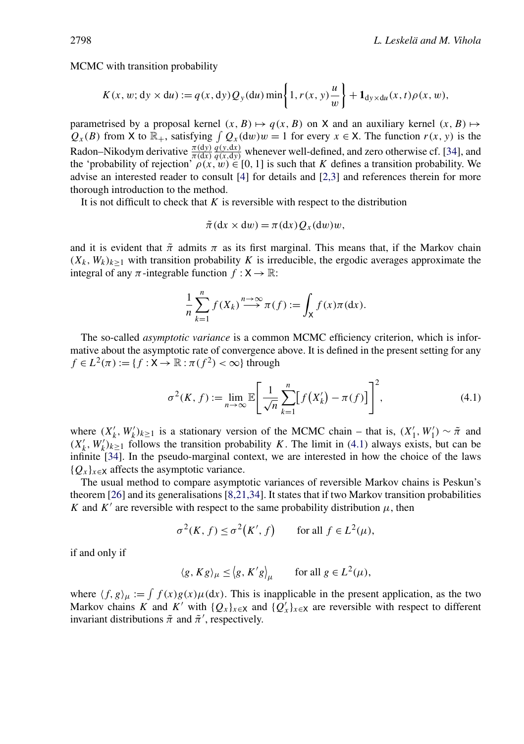MCMC with transition probability

$$K(x, w; \mathrm{d}y \times \mathrm{d}u) := q(x, \mathrm{d}y) Q_y(\mathrm{d}u) \min\left\{1, r(x, y)\frac{u}{w}\right\} + \mathbf{1}_{\mathrm{d}y \times \mathrm{d}u}(x, t)\rho(x, w),$$

parametrised by a proposal kernel $(x, B) \mapsto q(x, B)$ on $\mathsf{X}$ and an auxiliary kernel $(x, B) \mapsto Q_x(B)$ from $\mathsf{X}$ to $\mathbb{R}_+$, satisfying $\int Q_x(\mathrm{d}w)w = 1$ for every $x \in \mathsf{X}$. The function $r(x, y)$ is the Radon–Nikodym derivative $\frac{\pi(\mathrm{d}y)}{\pi(\mathrm{d}x)} \frac{q(y, \mathrm{d}x)}{q(x, \mathrm{d}y)}$ whenever well-defined, and zero otherwise cf. [34], and the 'probability of rejection' $\rho(x, w) \in [0, 1]$ is such that $K$ defines a transition probability. We advise an interested reader to consult [4] for details and [2,3] and references therein for more thorough introduction to the method.

It is not difficult to check that $K$ is reversible with respect to the distribution

$$\tilde{\pi}(\mathrm{d}x \times \mathrm{d}w) = \pi(\mathrm{d}x) Q_x(\mathrm{d}w)w,$$

and it is evident that $\tilde{\pi}$ admits $\pi$ as its first marginal. This means that, if the Markov chain $(X_k, W_k)_{k \geq 1}$ with transition probability $K$ is irreducible, the ergodic averages approximate the integral of any $\pi$-integrable function $f : \mathsf{X} \to \mathbb{R}$:

$$\frac{1}{n}\sum_{k=1}^{n} f(X_k) \overset{n\to\infty}{\longrightarrow} \pi(f) := \int_{\mathsf{X}} f(x)\pi(\mathrm{d}x).$$

The so-called *asymptotic variance* is a common MCMC efficiency criterion, which is informative about the asymptotic rate of convergence above. It is defined in the present setting for any $f \in L^2(\pi) := \{f : \mathsf{X} \to \mathbb{R} : \pi(f^2) < \infty\}$ through

$$\sigma^2(K, f) := \lim_{n\to\infty} \mathbb{E}\left[\frac{1}{\sqrt{n}}\sum_{k=1}^{n}\left[f\left(X'_k\right) - \pi(f)\right]\right]^2, \tag{4.1}$$

where $(X'_k, W'_k)_{k\geq 1}$ is a stationary version of the MCMC chain – that is, $(X'_1, W'_1) \sim \tilde{\pi}$ and $(X'_k, W'_k)_{k\geq 1}$ follows the transition probability $K$. The limit in (4.1) always exists, but can be infinite [34]. In the pseudo-marginal context, we are interested in how the choice of the laws $\{Q_x\}_{x\in\mathsf{X}}$ affects the asymptotic variance.

The usual method to compare asymptotic variances of reversible Markov chains is Peskun's theorem [26] and its generalisations [8,21,34]. It states that if two Markov transition probabilities $K$ and $K'$ are reversible with respect to the same probability distribution $\mu$, then

$$\sigma^2(K, f) \leq \sigma^2\left(K', f\right) \qquad \text{for all } f \in L^2(\mu),$$

if and only if

$$\langle g, Kg\rangle_\mu \leq \left\langle g, K'g\right\rangle_\mu \qquad \text{for all } g \in L^2(\mu),$$

where $\langle f, g\rangle_\mu := \int f(x)g(x)\mu(\mathrm{d}x)$. This is inapplicable in the present application, as the two Markov chains $K$ and $K'$ with $\{Q_x\}_{x\in\mathsf{X}}$ and $\{Q'_x\}_{x\in\mathsf{X}}$ are reversible with respect to different invariant distributions $\tilde{\pi}$ and $\tilde{\pi}'$, respectively.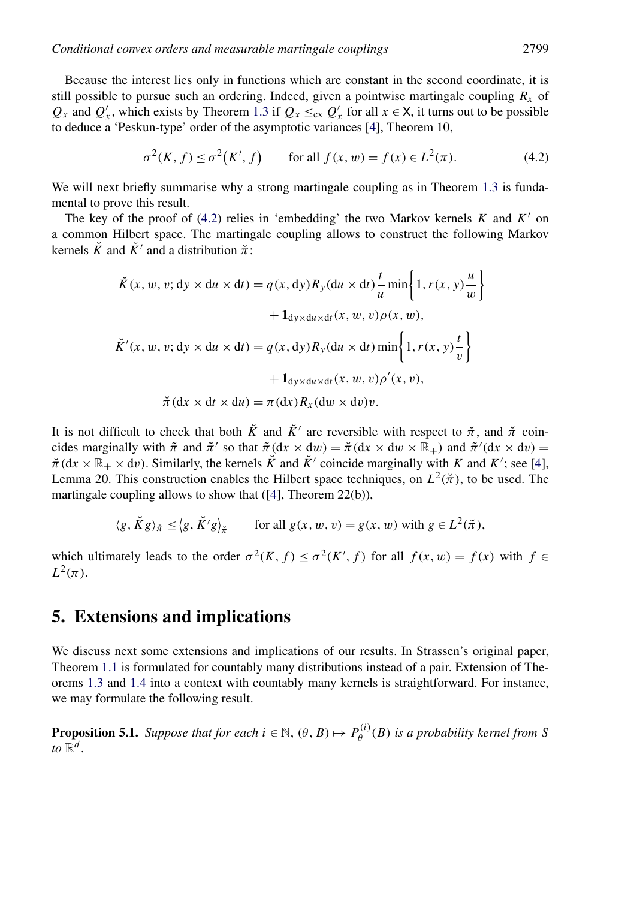Because the interest lies only in functions which are constant in the second coordinate, it is still possible to pursue such an ordering. Indeed, given a pointwise martingale coupling $R_x$ of $Q_x$ and $Q'_x$, which exists by Theorem 1.3 if $Q_x \leq_{\mathrm{cx}} Q'_x$ for all $x \in \mathsf{X}$, it turns out to be possible to deduce a 'Peskun-type' order of the asymptotic variances [4], Theorem 10,

$$\sigma^2(K, f) \leq \sigma^2\big(K', f\big) \qquad \text{for all } f(x, w) = f(x) \in L^2(\pi). \tag{4.2}$$

We will next briefly summarise why a strong martingale coupling as in Theorem 1.3 is fundamental to prove this result.

The key of the proof of (4.2) relies in 'embedding' the two Markov kernels $K$ and $K'$ on a common Hilbert space. The martingale coupling allows to construct the following Markov kernels $\breve{K}$ and $\breve{K}'$ and a distribution $\breve{\pi}$:

$$\begin{aligned}
\breve{K}(x, w, v; \mathrm{d}y \times \mathrm{d}u \times \mathrm{d}t) &= q(x, \mathrm{d}y) R_y(\mathrm{d}u \times \mathrm{d}t) \frac{t}{u} \min\left\{1, r(x, y)\frac{u}{w}\right\} \\
&\quad + \mathbf{1}_{\mathrm{d}y \times \mathrm{d}u \times \mathrm{d}t}(x, w, v)\rho(x, w), \\
\breve{K}'(x, w, v; \mathrm{d}y \times \mathrm{d}u \times \mathrm{d}t) &= q(x, \mathrm{d}y) R_y(\mathrm{d}u \times \mathrm{d}t) \min\left\{1, r(x, y)\frac{t}{v}\right\} \\
&\quad + \mathbf{1}_{\mathrm{d}y \times \mathrm{d}u \times \mathrm{d}t}(x, w, v)\rho'(x, v), \\
\breve{\pi}(\mathrm{d}x \times \mathrm{d}t \times \mathrm{d}u) &= \pi(\mathrm{d}x) R_x(\mathrm{d}w \times \mathrm{d}v) v.
\end{aligned}$$

It is not difficult to check that both $\breve{K}$ and $\breve{K}'$ are reversible with respect to $\breve{\pi}$, and $\breve{\pi}$ coincides marginally with $\tilde{\pi}$ and $\tilde{\pi}'$ so that $\tilde{\pi}(\mathrm{d}x \times \mathrm{d}w) = \breve{\pi}(\mathrm{d}x \times \mathrm{d}w \times \mathbb{R}_+)$ and $\tilde{\pi}'(\mathrm{d}x \times \mathrm{d}v) = \breve{\pi}(\mathrm{d}x \times \mathbb{R}_+ \times \mathrm{d}v)$. Similarly, the kernels $\breve{K}$ and $\breve{K}'$ coincide marginally with $K$ and $K'$; see [4], Lemma 20. This construction enables the Hilbert space techniques, on $L^2(\breve{\pi})$, to be used. The martingale coupling allows to show that ([4], Theorem 22(b)),

$$\langle g, \breve{K} g\rangle_{\breve{\pi}} \leq \big\langle g, \breve{K}' g\big\rangle_{\breve{\pi}} \qquad \text{for all } g(x, w, v) = g(x, w) \text{ with } g \in L^2(\tilde{\pi}),$$

which ultimately leads to the order $\sigma^2(K, f) \leq \sigma^2(K', f)$ for all $f(x, w) = f(x)$ with $f \in L^2(\pi)$.

## 5. Extensions and implications

We discuss next some extensions and implications of our results. In Strassen's original paper, Theorem 1.1 is formulated for countably many distributions instead of a pair. Extension of Theorems 1.3 and 1.4 into a context with countably many kernels is straightforward. For instance, we may formulate the following result.

**Proposition 5.1.** *Suppose that for each $i \in \mathbb{N}$, $(\theta, B) \mapsto P_\theta^{(i)}(B)$ is a probability kernel from $S$ to $\mathbb{R}^d$.*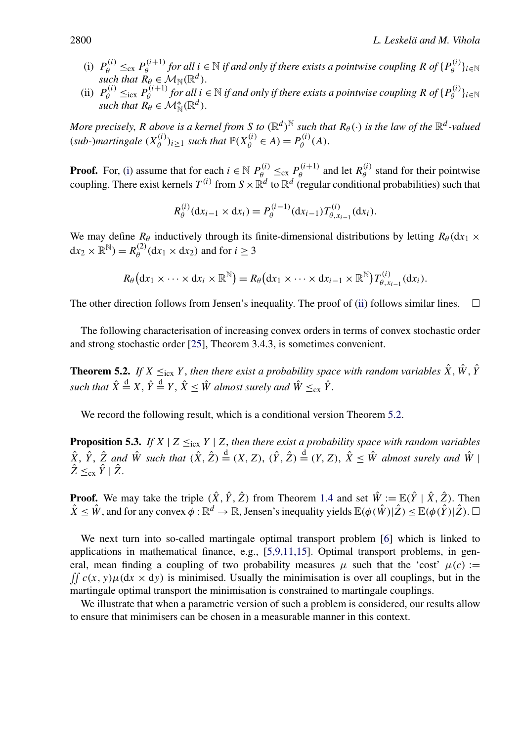(i) $P_\theta^{(i)} \le_{\mathrm{cx}} P_\theta^{(i+1)}$ *for all* $i \in \mathbb{N}$ *if and only if there exists a pointwise coupling* $R$ *of* $\{P_\theta^{(i)}\}_{i\in\mathbb{N}}$ *such that* $R_\theta \in \mathcal{M}_{\mathbb{N}}(\mathbb{R}^d)$.

(ii) $P_\theta^{(i)} \le_{\mathrm{icx}} P_\theta^{(i+1)}$ *for all* $i \in \mathbb{N}$ *if and only if there exists a pointwise coupling* $R$ *of* $\{P_\theta^{(i)}\}_{i\in\mathbb{N}}$ *such that* $R_\theta \in \mathcal{M}^*_{\mathbb{N}}(\mathbb{R}^d)$.

*More precisely*, $R$ *above is a kernel from* $S$ *to* $(\mathbb{R}^d)^{\mathbb{N}}$ *such that* $R_\theta(\cdot)$ *is the law of the* $\mathbb{R}^d$*-valued (sub-)martingale* $(X_\theta^{(i)})_{i\ge 1}$ *such that* $\mathbb{P}(X_\theta^{(i)} \in A) = P_\theta^{(i)}(A)$.

**Proof.** For, (i) assume that for each $i \in \mathbb{N}$ $P_\theta^{(i)} \le_{\mathrm{cx}} P_\theta^{(i+1)}$ and let $R_\theta^{(i)}$ stand for their pointwise coupling. There exist kernels $T^{(i)}$ from $S \times \mathbb{R}^d$ to $\mathbb{R}^d$ (regular conditional probabilities) such that

$$R_\theta^{(i)}(\mathrm{d}x_{i-1} \times \mathrm{d}x_i) = P_\theta^{(i-1)}(\mathrm{d}x_{i-1}) T^{(i)}_{\theta, x_{i-1}}(\mathrm{d}x_i).$$

We may define $R_\theta$ inductively through its finite-dimensional distributions by letting $R_\theta(\mathrm{d}x_1 \times \mathrm{d}x_2 \times \mathbb{R}^{\mathbb{N}}) = R_\theta^{(2)}(\mathrm{d}x_1 \times \mathrm{d}x_2)$ and for $i \ge 3$

$$R_\theta\big(\mathrm{d}x_1 \times \cdots \times \mathrm{d}x_i \times \mathbb{R}^{\mathbb{N}}\big) = R_\theta\big(\mathrm{d}x_1 \times \cdots \times \mathrm{d}x_{i-1} \times \mathbb{R}^{\mathbb{N}}\big) T^{(i)}_{\theta, x_{i-1}}(\mathrm{d}x_i).$$

The other direction follows from Jensen's inequality. The proof of (ii) follows similar lines. □

The following characterisation of increasing convex orders in terms of convex stochastic order and strong stochastic order [25], Theorem 3.4.3, is sometimes convenient.

**Theorem 5.2.** *If* $X \le_{\mathrm{icx}} Y$, *then there exist a probability space with random variables* $\hat{X}, \hat{W}, \hat{Y}$ *such that* $\hat{X} \overset{\mathrm{d}}{=} X$, $\hat{Y} \overset{\mathrm{d}}{=} Y$, $\hat{X} \le \hat{W}$ *almost surely and* $\hat{W} \le_{\mathrm{cx}} \hat{Y}$.

We record the following result, which is a conditional version Theorem 5.2.

**Proposition 5.3.** *If* $X \mid Z \le_{\mathrm{icx}} Y \mid Z$, *then there exist a probability space with random variables* $\hat{X}$, $\hat{Y}$, $\hat{Z}$ *and* $\hat{W}$ *such that* $(\hat{X}, \hat{Z}) \overset{\mathrm{d}}{=} (X, Z)$, $(\hat{Y}, \hat{Z}) \overset{\mathrm{d}}{=} (Y, Z)$, $\hat{X} \le \hat{W}$ *almost surely and* $\hat{W} \mid \hat{Z} \le_{\mathrm{cx}} \hat{Y} \mid \hat{Z}$.

**Proof.** We may take the triple $(\hat{X}, \hat{Y}, \hat{Z})$ from Theorem 1.4 and set $\hat{W} := \mathbb{E}(\hat{Y} \mid \hat{X}, \hat{Z})$. Then $\hat{X} \le \hat{W}$, and for any convex $\phi : \mathbb{R}^d \to \mathbb{R}$, Jensen's inequality yields $\mathbb{E}(\phi(\hat{W}) | \hat{Z}) \le \mathbb{E}(\phi(\hat{Y}) | \hat{Z})$. □

We next turn into so-called martingale optimal transport problem [6] which is linked to applications in mathematical finance, e.g., [5,9,11,15]. Optimal transport problems, in general, mean finding a coupling of two probability measures $\mu$ such that the 'cost' $\mu(c) := \iint c(x, y)\mu(\mathrm{d}x \times \mathrm{d}y)$ is minimised. Usually the minimisation is over all couplings, but in the martingale optimal transport the minimisation is constrained to martingale couplings.

We illustrate that when a parametric version of such a problem is considered, our results allow to ensure that minimisers can be chosen in a measurable manner in this context.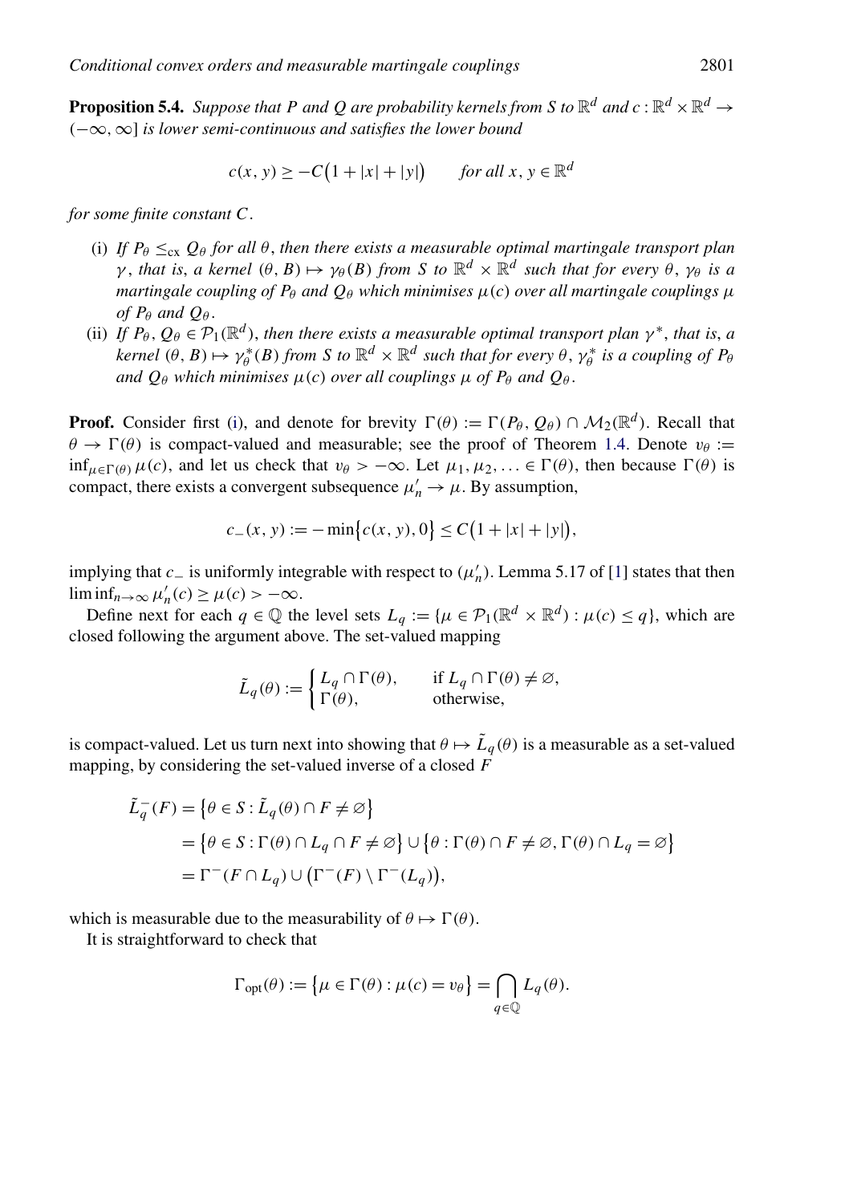**Proposition 5.4.** *Suppose that $P$ and $Q$ are probability kernels from $S$ to $\mathbb{R}^d$ and $c : \mathbb{R}^d \times \mathbb{R}^d \to (-\infty, \infty]$ is lower semi-continuous and satisfies the lower bound*

$$c(x, y) \geq -C\big(1 + |x| + |y|\big) \qquad \text{for all } x, y \in \mathbb{R}^d$$

*for some finite constant $C$.*

- (i) *If $P_\theta \leq_{\text{cx}} Q_\theta$ for all $\theta$, then there exists a measurable optimal martingale transport plan $\gamma$, that is, a kernel $(\theta, B) \mapsto \gamma_\theta(B)$ from $S$ to $\mathbb{R}^d \times \mathbb{R}^d$ such that for every $\theta$, $\gamma_\theta$ is a martingale coupling of $P_\theta$ and $Q_\theta$ which minimises $\mu(c)$ over all martingale couplings $\mu$ of $P_\theta$ and $Q_\theta$.*
- (ii) *If $P_\theta, Q_\theta \in \mathcal{P}_1(\mathbb{R}^d)$, then there exists a measurable optimal transport plan $\gamma^*$, that is, a kernel $(\theta, B) \mapsto \gamma^*_\theta(B)$ from $S$ to $\mathbb{R}^d \times \mathbb{R}^d$ such that for every $\theta$, $\gamma^*_\theta$ is a coupling of $P_\theta$ and $Q_\theta$ which minimises $\mu(c)$ over all couplings $\mu$ of $P_\theta$ and $Q_\theta$.*

**Proof.** Consider first (i), and denote for brevity $\Gamma(\theta) := \Gamma(P_\theta, Q_\theta) \cap \mathcal{M}_2(\mathbb{R}^d)$. Recall that $\theta \to \Gamma(\theta)$ is compact-valued and measurable; see the proof of Theorem 1.4. Denote $v_\theta := \inf_{\mu \in \Gamma(\theta)} \mu(c)$, and let us check that $v_\theta > -\infty$. Let $\mu_1, \mu_2, \ldots \in \Gamma(\theta)$, then because $\Gamma(\theta)$ is compact, there exists a convergent subsequence $\mu'_n \to \mu$. By assumption,

$$c_-(x, y) := -\min\{c(x, y), 0\} \leq C\big(1 + |x| + |y|\big),$$

implying that $c_-$ is uniformly integrable with respect to $(\mu'_n)$. Lemma 5.17 of [1] states that then $\liminf_{n\to\infty} \mu'_n(c) \geq \mu(c) > -\infty$.

Define next for each $q \in \mathbb{Q}$ the level sets $L_q := \{\mu \in \mathcal{P}_1(\mathbb{R}^d \times \mathbb{R}^d) : \mu(c) \leq q\}$, which are closed following the argument above. The set-valued mapping

$$\tilde{L}_q(\theta) := \begin{cases} L_q \cap \Gamma(\theta), & \text{if } L_q \cap \Gamma(\theta) \neq \varnothing, \\ \Gamma(\theta), & \text{otherwise,} \end{cases}$$

is compact-valued. Let us turn next into showing that $\theta \mapsto \tilde{L}_q(\theta)$ is a measurable as a set-valued mapping, by considering the set-valued inverse of a closed $F$

$$\begin{aligned}
\tilde{L}_q^-(F) &= \{\theta \in S : \tilde{L}_q(\theta) \cap F \neq \varnothing\} \\
&= \{\theta \in S : \Gamma(\theta) \cap L_q \cap F \neq \varnothing\} \cup \{\theta : \Gamma(\theta) \cap F \neq \varnothing, \Gamma(\theta) \cap L_q = \varnothing\} \\
&= \Gamma^-(F \cap L_q) \cup \big(\Gamma^-(F) \setminus \Gamma^-(L_q)\big),
\end{aligned}$$

which is measurable due to the measurability of $\theta \mapsto \Gamma(\theta)$.

It is straightforward to check that

$$\Gamma_{\text{opt}}(\theta) := \{\mu \in \Gamma(\theta) : \mu(c) = v_\theta\} = \bigcap_{q \in \mathbb{Q}} L_q(\theta).$$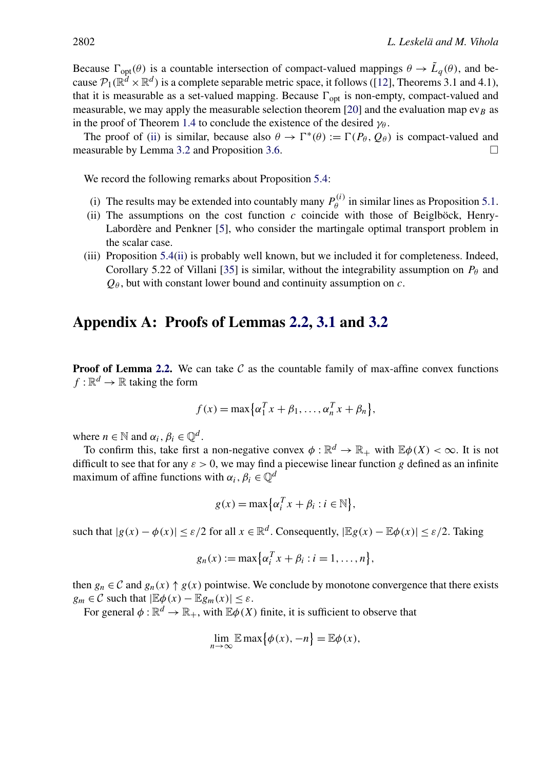Because $\Gamma_{\text{opt}}(\theta)$ is a countable intersection of compact-valued mappings $\theta \to \tilde{L}_q(\theta)$, and because $\mathcal{P}_1(\mathbb{R}^d \times \mathbb{R}^d)$ is a complete separable metric space, it follows ([12], Theorems 3.1 and 4.1), that it is measurable as a set-valued mapping. Because $\Gamma_{\text{opt}}$ is non-empty, compact-valued and measurable, we may apply the measurable selection theorem [20] and the evaluation map $\text{ev}_B$ as in the proof of Theorem 1.4 to conclude the existence of the desired $\gamma_\theta$.

The proof of (ii) is similar, because also $\theta \to \Gamma^*(\theta) := \Gamma(P_\theta, Q_\theta)$ is compact-valued and measurable by Lemma 3.2 and Proposition 3.6. □

We record the following remarks about Proposition 5.4:

(i) The results may be extended into countably many $P_\theta^{(i)}$ in similar lines as Proposition 5.1.

(ii) The assumptions on the cost function $c$ coincide with those of Beiglböck, Henry-Labordère and Penkner [5], who consider the martingale optimal transport problem in the scalar case.

(iii) Proposition 5.4(ii) is probably well known, but we included it for completeness. Indeed, Corollary 5.22 of Villani [35] is similar, without the integrability assumption on $P_\theta$ and $Q_\theta$, but with constant lower bound and continuity assumption on $c$.

## Appendix A: Proofs of Lemmas 2.2, 3.1 and 3.2

**Proof of Lemma 2.2.** We can take $\mathcal{C}$ as the countable family of max-affine convex functions $f : \mathbb{R}^d \to \mathbb{R}$ taking the form

$$f(x) = \max\{\alpha_1^T x + \beta_1, \dots, \alpha_n^T x + \beta_n\},$$

where $n \in \mathbb{N}$ and $\alpha_i, \beta_i \in \mathbb{Q}^d$.

To confirm this, take first a non-negative convex $\phi : \mathbb{R}^d \to \mathbb{R}_+$ with $\mathbb{E}\phi(X) < \infty$. It is not difficult to see that for any $\varepsilon > 0$, we may find a piecewise linear function $g$ defined as an infinite maximum of affine functions with $\alpha_i, \beta_i \in \mathbb{Q}^d$

$$g(x) = \max\{\alpha_i^T x + \beta_i : i \in \mathbb{N}\},$$

such that $|g(x) - \phi(x)| \le \varepsilon/2$ for all $x \in \mathbb{R}^d$. Consequently, $|\mathbb{E}g(x) - \mathbb{E}\phi(x)| \le \varepsilon/2$. Taking

$$g_n(x) := \max\{\alpha_i^T x + \beta_i : i = 1, \dots, n\},$$

then $g_n \in \mathcal{C}$ and $g_n(x) \uparrow g(x)$ pointwise. We conclude by monotone convergence that there exists $g_m \in \mathcal{C}$ such that $|\mathbb{E}\phi(x) - \mathbb{E}g_m(x)| \le \varepsilon$.

For general $\phi : \mathbb{R}^d \to \mathbb{R}_+$, with $\mathbb{E}\phi(X)$ finite, it is sufficient to observe that

$$\lim_{n\to\infty} \mathbb{E}\max\{\phi(x), -n\} = \mathbb{E}\phi(x),$$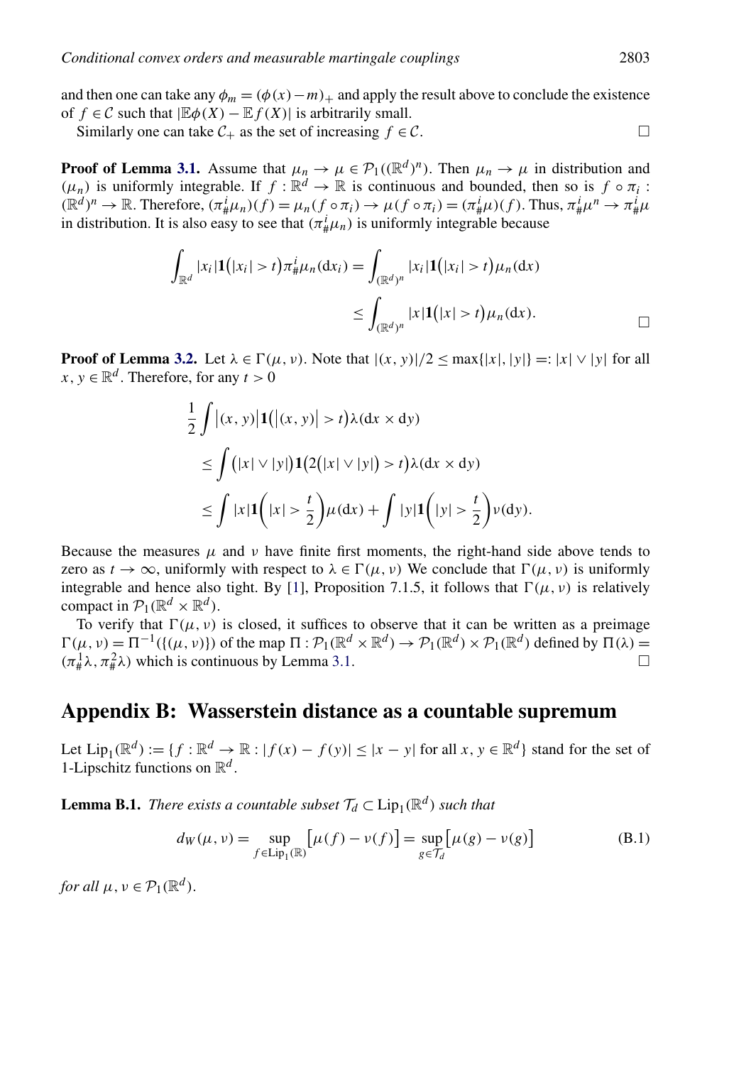and then one can take any $\phi_m = (\phi(x) - m)_+$ and apply the result above to conclude the existence of $f \in \mathcal{C}$ such that $|\mathbb{E}\phi(X) - \mathbb{E}f(X)|$ is arbitrarily small.

Similarly one can take $\mathcal{C}_+$ as the set of increasing $f \in \mathcal{C}$. $\square$

**Proof of Lemma 3.1.** Assume that $\mu_n \to \mu \in \mathcal{P}_1((\mathbb{R}^d)^n)$. Then $\mu_n \to \mu$ in distribution and $(\mu_n)$ is uniformly integrable. If $f : \mathbb{R}^d \to \mathbb{R}$ is continuous and bounded, then so is $f \circ \pi_i : (\mathbb{R}^d)^n \to \mathbb{R}$. Therefore, $(\pi^i_\# \mu_n)(f) = \mu_n(f \circ \pi_i) \to \mu(f \circ \pi_i) = (\pi^i_\# \mu)(f)$. Thus, $\pi^i_\# \mu^n \to \pi^i_\# \mu$ in distribution. It is also easy to see that $(\pi^i_\# \mu_n)$ is uniformly integrable because

$$
\begin{aligned}
\int_{\mathbb{R}^d} |x_i| \mathbf{1}(|x_i| > t) \pi^i_\# \mu_n(\mathrm{d}x_i) &= \int_{(\mathbb{R}^d)^n} |x_i| \mathbf{1}(|x_i| > t) \mu_n(\mathrm{d}x) \\
&\le \int_{(\mathbb{R}^d)^n} |x| \mathbf{1}(|x| > t) \mu_n(\mathrm{d}x).
\end{aligned}
$$

$\square$

**Proof of Lemma 3.2.** Let $\lambda \in \Gamma(\mu, \nu)$. Note that $|(x, y)|/2 \le \max\{|x|, |y|\} =: |x| \vee |y|$ for all $x, y \in \mathbb{R}^d$. Therefore, for any $t > 0$

$$
\begin{aligned}
&\frac{1}{2} \int |(x, y)| \mathbf{1}(|(x, y)| > t) \lambda(\mathrm{d}x \times \mathrm{d}y) \\
&\quad \le \int (|x| \vee |y|) \mathbf{1}(2(|x| \vee |y|) > t) \lambda(\mathrm{d}x \times \mathrm{d}y) \\
&\quad \le \int |x| \mathbf{1}\left(|x| > \frac{t}{2}\right) \mu(\mathrm{d}x) + \int |y| \mathbf{1}\left(|y| > \frac{t}{2}\right) \nu(\mathrm{d}y).
\end{aligned}
$$

Because the measures $\mu$ and $\nu$ have finite first moments, the right-hand side above tends to zero as $t \to \infty$, uniformly with respect to $\lambda \in \Gamma(\mu, \nu)$ We conclude that $\Gamma(\mu, \nu)$ is uniformly integrable and hence also tight. By [1], Proposition 7.1.5, it follows that $\Gamma(\mu, \nu)$ is relatively compact in $\mathcal{P}_1(\mathbb{R}^d \times \mathbb{R}^d)$.

To verify that $\Gamma(\mu, \nu)$ is closed, it suffices to observe that it can be written as a preimage $\Gamma(\mu, \nu) = \Pi^{-1}(\{(\mu, \nu)\})$ of the map $\Pi : \mathcal{P}_1(\mathbb{R}^d \times \mathbb{R}^d) \to \mathcal{P}_1(\mathbb{R}^d) \times \mathcal{P}_1(\mathbb{R}^d)$ defined by $\Pi(\lambda) = (\pi^1_\# \lambda, \pi^2_\# \lambda)$ which is continuous by Lemma 3.1. $\square$

# Appendix B: Wasserstein distance as a countable supremum

Let $\mathrm{Lip}_1(\mathbb{R}^d) := \{f : \mathbb{R}^d \to \mathbb{R} : |f(x) - f(y)| \le |x - y| \text{ for all } x, y \in \mathbb{R}^d\}$ stand for the set of 1-Lipschitz functions on $\mathbb{R}^d$.

**Lemma B.1.** *There exists a countable subset $\mathcal{T}_d \subset \mathrm{Lip}_1(\mathbb{R}^d)$ such that*

$$
d_W(\mu, \nu) = \sup_{f \in \mathrm{Lip}_1(\mathbb{R})} [\mu(f) - \nu(f)] = \sup_{g \in \mathcal{T}_d} [\mu(g) - \nu(g)] \tag{B.1}
$$

*for all $\mu, \nu \in \mathcal{P}_1(\mathbb{R}^d)$.*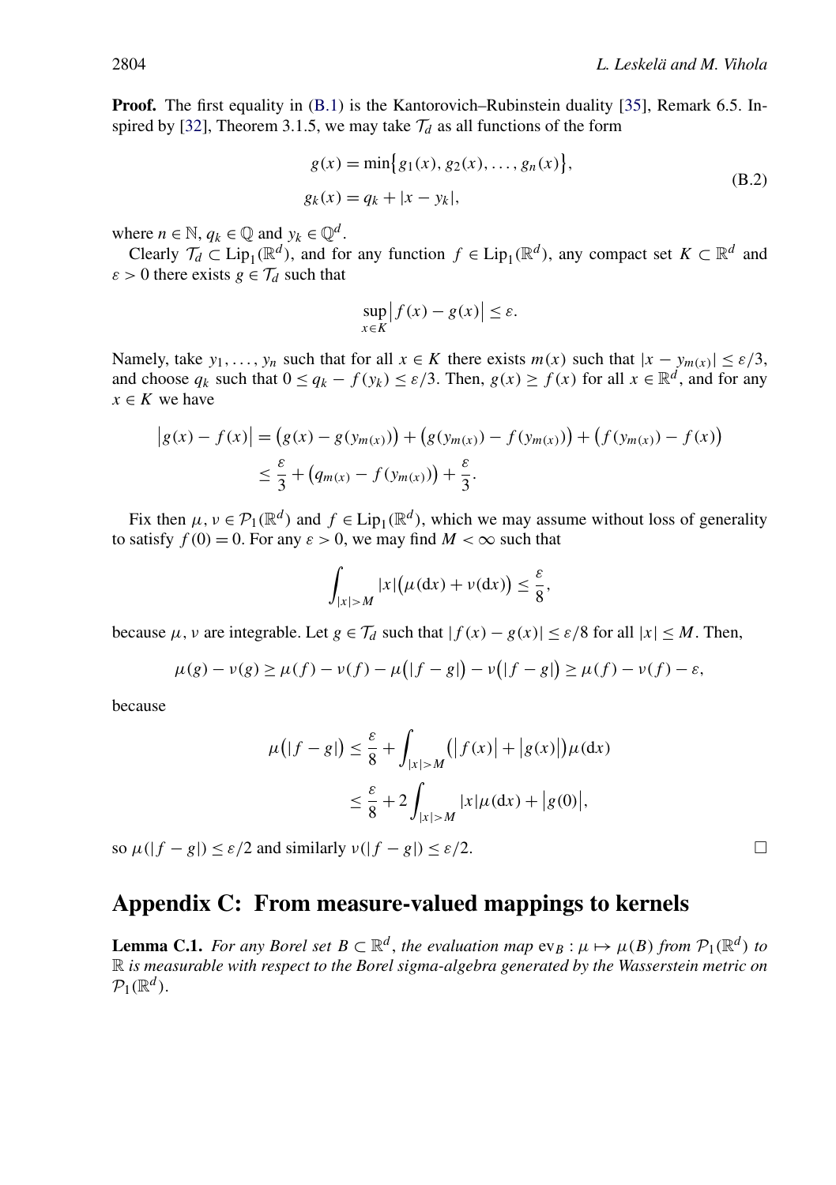**Proof.** The first equality in (B.1) is the Kantorovich–Rubinstein duality [35], Remark 6.5. Inspired by [32], Theorem 3.1.5, we may take $\mathcal{T}_d$ as all functions of the form

$$
\begin{aligned}
g(x) &= \min\bigl\{g_1(x), g_2(x), \ldots, g_n(x)\bigr\}, \\
g_k(x) &= q_k + |x - y_k|,
\end{aligned}
\tag{B.2}
$$

where $n \in \mathbb{N}$, $q_k \in \mathbb{Q}$ and $y_k \in \mathbb{Q}^d$.

Clearly $\mathcal{T}_d \subset \mathrm{Lip}_1(\mathbb{R}^d)$, and for any function $f \in \mathrm{Lip}_1(\mathbb{R}^d)$, any compact set $K \subset \mathbb{R}^d$ and $\varepsilon > 0$ there exists $g \in \mathcal{T}_d$ such that

$$
\sup_{x \in K} \bigl| f(x) - g(x) \bigr| \le \varepsilon.
$$

Namely, take $y_1, \ldots, y_n$ such that for all $x \in K$ there exists $m(x)$ such that $|x - y_{m(x)}| \le \varepsilon/3$, and choose $q_k$ such that $0 \le q_k - f(y_k) \le \varepsilon/3$. Then, $g(x) \ge f(x)$ for all $x \in \mathbb{R}^d$, and for any $x \in K$ we have

$$
\begin{aligned}
\bigl|g(x) - f(x)\bigr| &= \bigl(g(x) - g(y_{m(x)})\bigr) + \bigl(g(y_{m(x)}) - f(y_{m(x)})\bigr) + \bigl(f(y_{m(x)}) - f(x)\bigr) \\
&\le \frac{\varepsilon}{3} + \bigl(q_{m(x)} - f(y_{m(x)})\bigr) + \frac{\varepsilon}{3}.
\end{aligned}
$$

Fix then $\mu, \nu \in \mathcal{P}_1(\mathbb{R}^d)$ and $f \in \mathrm{Lip}_1(\mathbb{R}^d)$, which we may assume without loss of generality to satisfy $f(0) = 0$. For any $\varepsilon > 0$, we may find $M < \infty$ such that

$$
\int_{|x| > M} |x| \bigl(\mu(\mathrm{d}x) + \nu(\mathrm{d}x)\bigr) \le \frac{\varepsilon}{8},
$$

because $\mu, \nu$ are integrable. Let $g \in \mathcal{T}_d$ such that $|f(x) - g(x)| \le \varepsilon/8$ for all $|x| \le M$. Then,

$$
\mu(g) - \nu(g) \ge \mu(f) - \nu(f) - \mu\bigl(|f - g|\bigr) - \nu\bigl(|f - g|\bigr) \ge \mu(f) - \nu(f) - \varepsilon,
$$

because

$$
\begin{aligned}
\mu\bigl(|f - g|\bigr) &\le \frac{\varepsilon}{8} + \int_{|x| > M} \bigl(\bigl|f(x)\bigr| + \bigl|g(x)\bigr|\bigr)\mu(\mathrm{d}x) \\
&\le \frac{\varepsilon}{8} + 2\int_{|x| > M} |x| \mu(\mathrm{d}x) + \bigl|g(0)\bigr|,
\end{aligned}
$$

so $\mu(|f - g|) \le \varepsilon/2$ and similarly $\nu(|f - g|) \le \varepsilon/2$. □

## Appendix C: From measure-valued mappings to kernels

**Lemma C.1.** *For any Borel set $B \subset \mathbb{R}^d$, the evaluation map $\mathrm{ev}_B : \mu \mapsto \mu(B)$ from $\mathcal{P}_1(\mathbb{R}^d)$ to $\mathbb{R}$ is measurable with respect to the Borel sigma-algebra generated by the Wasserstein metric on $\mathcal{P}_1(\mathbb{R}^d)$.*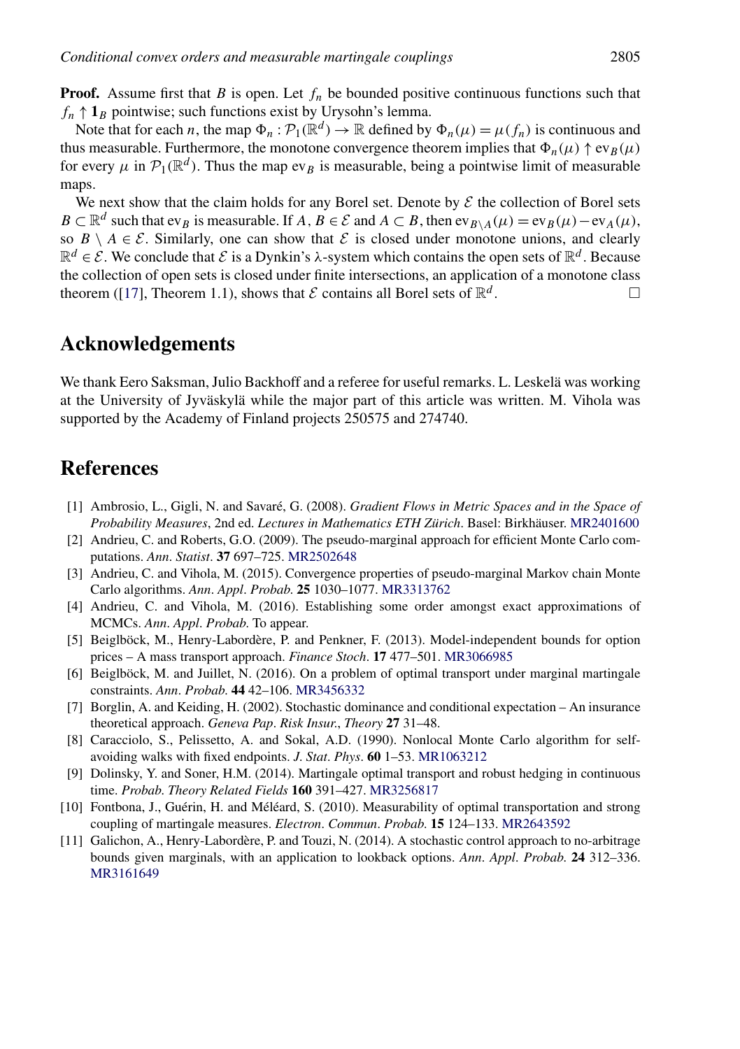**Proof.** Assume first that $B$ is open. Let $f_n$ be bounded positive continuous functions such that $f_n \uparrow \mathbf{1}_B$ pointwise; such functions exist by Urysohn's lemma.

Note that for each $n$, the map $\Phi_n : \mathcal{P}_1(\mathbb{R}^d) \to \mathbb{R}$ defined by $\Phi_n(\mu) = \mu(f_n)$ is continuous and thus measurable. Furthermore, the monotone convergence theorem implies that $\Phi_n(\mu) \uparrow \mathrm{ev}_B(\mu)$ for every $\mu$ in $\mathcal{P}_1(\mathbb{R}^d)$. Thus the map $\mathrm{ev}_B$ is measurable, being a pointwise limit of measurable maps.

We next show that the claim holds for any Borel set. Denote by $\mathcal{E}$ the collection of Borel sets $B \subset \mathbb{R}^d$ such that $\mathrm{ev}_B$ is measurable. If $A, B \in \mathcal{E}$ and $A \subset B$, then $\mathrm{ev}_{B \setminus A}(\mu) = \mathrm{ev}_B(\mu) - \mathrm{ev}_A(\mu)$, so $B \setminus A \in \mathcal{E}$. Similarly, one can show that $\mathcal{E}$ is closed under monotone unions, and clearly $\mathbb{R}^d \in \mathcal{E}$. We conclude that $\mathcal{E}$ is a Dynkin's λ-system which contains the open sets of $\mathbb{R}^d$. Because the collection of open sets is closed under finite intersections, an application of a monotone class theorem ([17], Theorem 1.1), shows that $\mathcal{E}$ contains all Borel sets of $\mathbb{R}^d$. □

## Acknowledgements

We thank Eero Saksman, Julio Backhoff and a referee for useful remarks. L. Leskelä was working at the University of Jyväskylä while the major part of this article was written. M. Vihola was supported by the Academy of Finland projects 250575 and 274740.

## References

[1] Ambrosio, L., Gigli, N. and Savaré, G. (2008). *Gradient Flows in Metric Spaces and in the Space of Probability Measures*, 2nd ed. *Lectures in Mathematics ETH Zürich*. Basel: Birkhäuser. MR2401600

[2] Andrieu, C. and Roberts, G.O. (2009). The pseudo-marginal approach for efficient Monte Carlo computations. *Ann. Statist.* **37** 697–725. MR2502648

[3] Andrieu, C. and Vihola, M. (2015). Convergence properties of pseudo-marginal Markov chain Monte Carlo algorithms. *Ann. Appl. Probab.* **25** 1030–1077. MR3313762

[4] Andrieu, C. and Vihola, M. (2016). Establishing some order amongst exact approximations of MCMCs. *Ann. Appl. Probab.* To appear.

[5] Beiglböck, M., Henry-Labordère, P. and Penkner, F. (2013). Model-independent bounds for option prices – A mass transport approach. *Finance Stoch.* **17** 477–501. MR3066985

[6] Beiglböck, M. and Juillet, N. (2016). On a problem of optimal transport under marginal martingale constraints. *Ann. Probab.* **44** 42–106. MR3456332

[7] Borglin, A. and Keiding, H. (2002). Stochastic dominance and conditional expectation – An insurance theoretical approach. *Geneva Pap. Risk Insur., Theory* **27** 31–48.

[8] Caracciolo, S., Pelissetto, A. and Sokal, A.D. (1990). Nonlocal Monte Carlo algorithm for self-avoiding walks with fixed endpoints. *J. Stat. Phys.* **60** 1–53. MR1063212

[9] Dolinsky, Y. and Soner, H.M. (2014). Martingale optimal transport and robust hedging in continuous time. *Probab. Theory Related Fields* **160** 391–427. MR3256817

[10] Fontbona, J., Guérin, H. and Méléard, S. (2010). Measurability of optimal transportation and strong coupling of martingale measures. *Electron. Commun. Probab.* **15** 124–133. MR2643592

[11] Galichon, A., Henry-Labordère, P. and Touzi, N. (2014). A stochastic control approach to no-arbitrage bounds given marginals, with an application to lookback options. *Ann. Appl. Probab.* **24** 312–336. MR3161649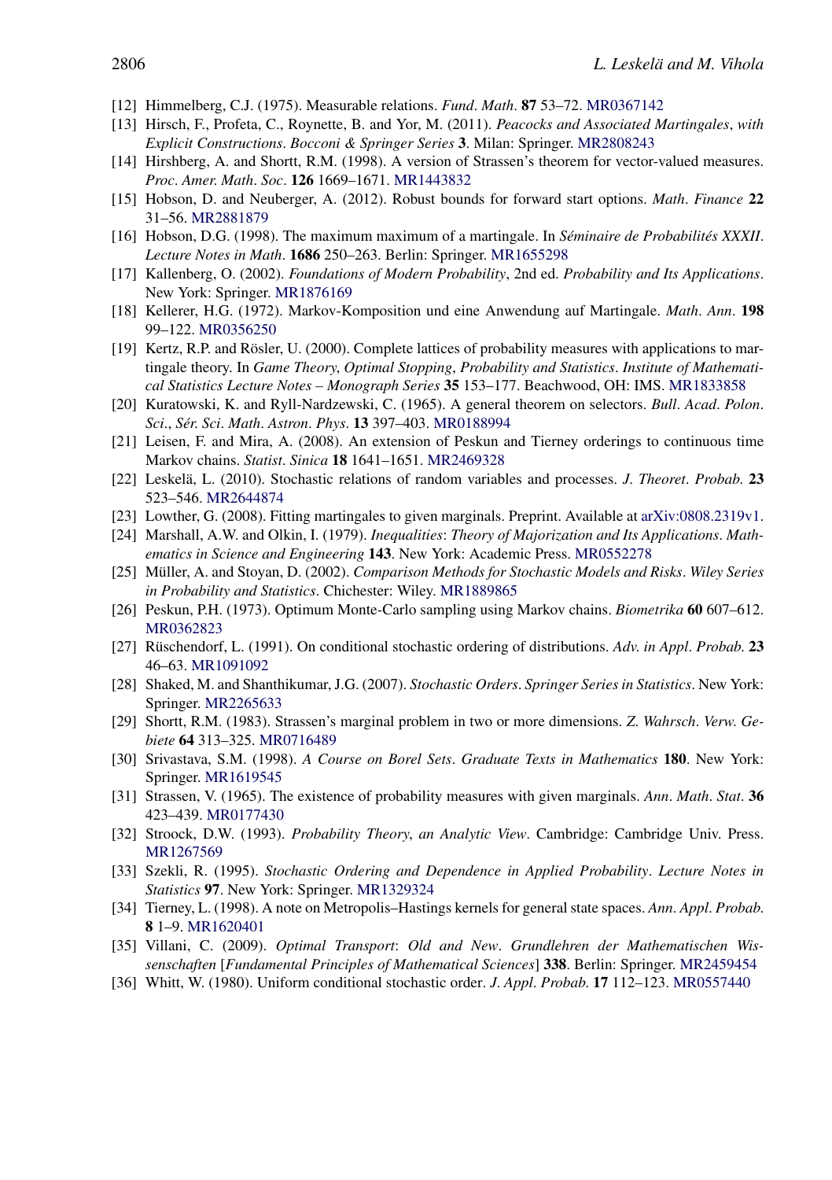[12] Himmelberg, C.J. (1975). Measurable relations. *Fund. Math.* **87** 53–72. MR0367142

[13] Hirsch, F., Profeta, C., Roynette, B. and Yor, M. (2011). *Peacocks and Associated Martingales, with Explicit Constructions*. *Bocconi & Springer Series* **3**. Milan: Springer. MR2808243

[14] Hirshberg, A. and Shortt, R.M. (1998). A version of Strassen's theorem for vector-valued measures. *Proc. Amer. Math. Soc.* **126** 1669–1671. MR1443832

[15] Hobson, D. and Neuberger, A. (2012). Robust bounds for forward start options. *Math. Finance* **22** 31–56. MR2881879

[16] Hobson, D.G. (1998). The maximum maximum of a martingale. In *Séminaire de Probabilités XXXII*. *Lecture Notes in Math.* **1686** 250–263. Berlin: Springer. MR1655298

[17] Kallenberg, O. (2002). *Foundations of Modern Probability*, 2nd ed. *Probability and Its Applications*. New York: Springer. MR1876169

[18] Kellerer, H.G. (1972). Markov-Komposition und eine Anwendung auf Martingale. *Math. Ann.* **198** 99–122. MR0356250

[19] Kertz, R.P. and Rösler, U. (2000). Complete lattices of probability measures with applications to martingale theory. In *Game Theory, Optimal Stopping, Probability and Statistics*. *Institute of Mathematical Statistics Lecture Notes – Monograph Series* **35** 153–177. Beachwood, OH: IMS. MR1833858

[20] Kuratowski, K. and Ryll-Nardzewski, C. (1965). A general theorem on selectors. *Bull. Acad. Polon. Sci., Sér. Sci. Math. Astron. Phys.* **13** 397–403. MR0188994

[21] Leisen, F. and Mira, A. (2008). An extension of Peskun and Tierney orderings to continuous time Markov chains. *Statist. Sinica* **18** 1641–1651. MR2469328

[22] Leskelä, L. (2010). Stochastic relations of random variables and processes. *J. Theoret. Probab.* **23** 523–546. MR2644874

[23] Lowther, G. (2008). Fitting martingales to given marginals. Preprint. Available at arXiv:0808.2319v1.

[24] Marshall, A.W. and Olkin, I. (1979). *Inequalities: Theory of Majorization and Its Applications*. *Mathematics in Science and Engineering* **143**. New York: Academic Press. MR0552278

[25] Müller, A. and Stoyan, D. (2002). *Comparison Methods for Stochastic Models and Risks*. *Wiley Series in Probability and Statistics*. Chichester: Wiley. MR1889865

[26] Peskun, P.H. (1973). Optimum Monte-Carlo sampling using Markov chains. *Biometrika* **60** 607–612. MR0362823

[27] Rüschendorf, L. (1991). On conditional stochastic ordering of distributions. *Adv. in Appl. Probab.* **23** 46–63. MR1091092

[28] Shaked, M. and Shanthikumar, J.G. (2007). *Stochastic Orders*. *Springer Series in Statistics*. New York: Springer. MR2265633

[29] Shortt, R.M. (1983). Strassen's marginal problem in two or more dimensions. *Z. Wahrsch. Verw. Gebiete* **64** 313–325. MR0716489

[30] Srivastava, S.M. (1998). *A Course on Borel Sets*. *Graduate Texts in Mathematics* **180**. New York: Springer. MR1619545

[31] Strassen, V. (1965). The existence of probability measures with given marginals. *Ann. Math. Stat.* **36** 423–439. MR0177430

[32] Stroock, D.W. (1993). *Probability Theory, an Analytic View*. Cambridge: Cambridge Univ. Press. MR1267569

[33] Szekli, R. (1995). *Stochastic Ordering and Dependence in Applied Probability*. *Lecture Notes in Statistics* **97**. New York: Springer. MR1329324

[34] Tierney, L. (1998). A note on Metropolis–Hastings kernels for general state spaces. *Ann. Appl. Probab.* **8** 1–9. MR1620401

[35] Villani, C. (2009). *Optimal Transport: Old and New*. *Grundlehren der Mathematischen Wissenschaften* [*Fundamental Principles of Mathematical Sciences*] **338**. Berlin: Springer. MR2459454

[36] Whitt, W. (1980). Uniform conditional stochastic order. *J. Appl. Probab.* **17** 112–123. MR0557440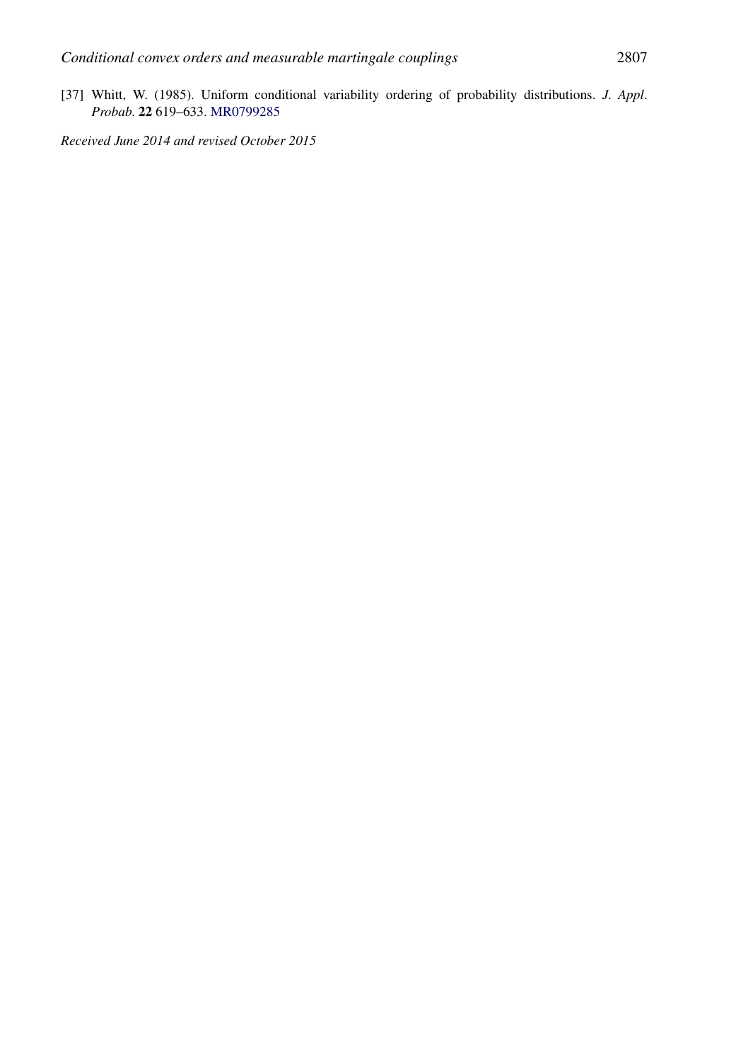[37] Whitt, W. (1985). Uniform conditional variability ordering of probability distributions. *J. Appl. Probab.* **22** 619–633. MR0799285

*Received June 2014 and revised October 2015*